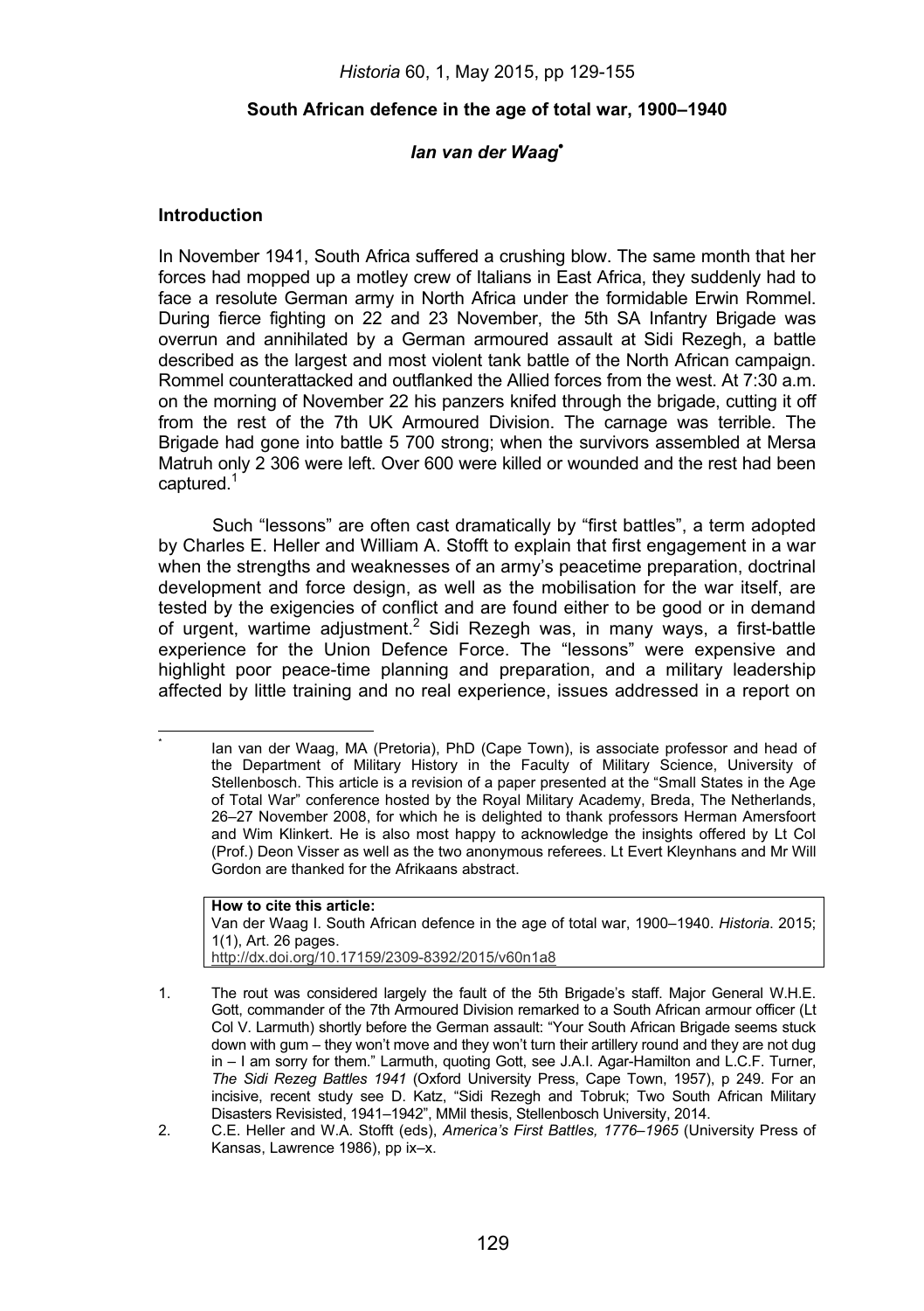## South African defence in the age of total war, 1900–1940

### *Ian van der Waag*[•]

### Introduction

In November 1941, South Africa suffered a crushing blow. The same month that her forces had mopped up a motley crew of Italians in East Africa, they suddenly had to face a resolute German army in North Africa under the formidable Erwin Rommel. During fierce fighting on 22 and 23 November, the 5th SA Infantry Brigade was overrun and annihilated by a German armoured assault at Sidi Rezegh, a battle described as the largest and most violent tank battle of the North African campaign. Rommel counterattacked and outflanked the Allied forces from the west. At 7:30 a.m. on the morning of November 22 his panzers knifed through the brigade, cutting it off from the rest of the 7th UK Armoured Division. The carnage was terrible. The Brigade had gone into battle 5 700 strong; when the survivors assembled at Mersa Matruh only 2 306 were left. Over 600 were killed or wounded and the rest had been captured.[1]

Such "lessons" are often cast dramatically by "first battles", a term adopted by Charles E. Heller and William A. Stofft to explain that first engagement in a war when the strengths and weaknesses of an army's peacetime preparation, doctrinal development and force design, as well as the mobilisation for the war itself, are tested by the exigencies of conflict and are found either to be good or in demand of urgent, wartime adjustment.[2] Sidi Rezegh was, in many ways, a first-battle experience for the Union Defence Force. The "lessons" were expensive and highlight poor peace-time planning and preparation, and a military leadership affected by little training and no real experience, issues addressed in a report on

---

• Ian van der Waag, MA (Pretoria), PhD (Cape Town), is associate professor and head of the Department of Military History in the Faculty of Military Science, University of Stellenbosch. This article is a revision of a paper presented at the "Small States in the Age of Total War" conference hosted by the Royal Military Academy, Breda, The Netherlands, 26–27 November 2008, for which he is delighted to thank professors Herman Amersfoort and Wim Klinkert. He is also most happy to acknowledge the insights offered by Lt Col (Prof.) Deon Visser as well as the two anonymous referees. Lt Evert Kleynhans and Mr Will Gordon are thanked for the Afrikaans abstract.

**How to cite this article:**
Van der Waag I. South African defence in the age of total war, 1900–1940. *Historia*. 2015; 1(1), Art. 26 pages.
http://dx.doi.org/10.17159/2309-8392/2015/v60n1a8

1. The rout was considered largely the fault of the 5th Brigade's staff. Major General W.H.E. Gott, commander of the 7th Armoured Division remarked to a South African armour officer (Lt Col V. Larmuth) shortly before the German assault: "Your South African Brigade seems stuck down with gum – they won't move and they won't turn their artillery round and they are not dug in – I am sorry for them." Larmuth, quoting Gott, see J.A.I. Agar-Hamilton and L.C.F. Turner, *The Sidi Rezeg Battles 1941* (Oxford University Press, Cape Town, 1957), p 249. For an incisive, recent study see D. Katz, "Sidi Rezegh and Tobruk; Two South African Military Disasters Revisisted, 1941–1942", MMil thesis, Stellenbosch University, 2014.
2. C.E. Heller and W.A. Stofft (eds), *America's First Battles, 1776–1965* (University Press of Kansas, Lawrence 1986), pp ix–x.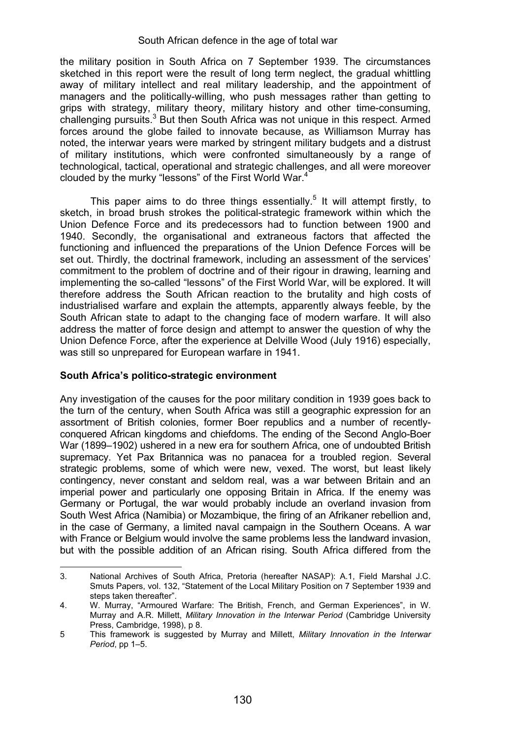the military position in South Africa on 7 September 1939. The circumstances sketched in this report were the result of long term neglect, the gradual whittling away of military intellect and real military leadership, and the appointment of managers and the politically-willing, who push messages rather than getting to grips with strategy, military theory, military history and other time-consuming, challenging pursuits.[3] But then South Africa was not unique in this respect. Armed forces around the globe failed to innovate because, as Williamson Murray has noted, the interwar years were marked by stringent military budgets and a distrust of military institutions, which were confronted simultaneously by a range of technological, tactical, operational and strategic challenges, and all were moreover clouded by the murky "lessons" of the First World War.[4]

This paper aims to do three things essentially.[5] It will attempt firstly, to sketch, in broad brush strokes the political-strategic framework within which the Union Defence Force and its predecessors had to function between 1900 and 1940. Secondly, the organisational and extraneous factors that affected the functioning and influenced the preparations of the Union Defence Forces will be set out. Thirdly, the doctrinal framework, including an assessment of the services' commitment to the problem of doctrine and of their rigour in drawing, learning and implementing the so-called "lessons" of the First World War, will be explored. It will therefore address the South African reaction to the brutality and high costs of industrialised warfare and explain the attempts, apparently always feeble, by the South African state to adapt to the changing face of modern warfare. It will also address the matter of force design and attempt to answer the question of why the Union Defence Force, after the experience at Delville Wood (July 1916) especially, was still so unprepared for European warfare in 1941.

## South Africa's politico-strategic environment

Any investigation of the causes for the poor military condition in 1939 goes back to the turn of the century, when South Africa was still a geographic expression for an assortment of British colonies, former Boer republics and a number of recently-conquered African kingdoms and chiefdoms. The ending of the Second Anglo-Boer War (1899–1902) ushered in a new era for southern Africa, one of undoubted British supremacy. Yet Pax Britannica was no panacea for a troubled region. Several strategic problems, some of which were new, vexed. The worst, but least likely contingency, never constant and seldom real, was a war between Britain and an imperial power and particularly one opposing Britain in Africa. If the enemy was Germany or Portugal, the war would probably include an overland invasion from South West Africa (Namibia) or Mozambique, the firing of an Afrikaner rebellion and, in the case of Germany, a limited naval campaign in the Southern Oceans. A war with France or Belgium would involve the same problems less the landward invasion, but with the possible addition of an African rising. South Africa differed from the

---

3. National Archives of South Africa, Pretoria (hereafter NASAP): A.1, Field Marshal J.C. Smuts Papers, vol. 132, "Statement of the Local Military Position on 7 September 1939 and steps taken thereafter".
4. W. Murray, "Armoured Warfare: The British, French, and German Experiences", in W. Murray and A.R. Millett, *Military Innovation in the Interwar Period* (Cambridge University Press, Cambridge, 1998), p 8.
5. This framework is suggested by Murray and Millett, *Military Innovation in the Interwar Period*, pp 1–5.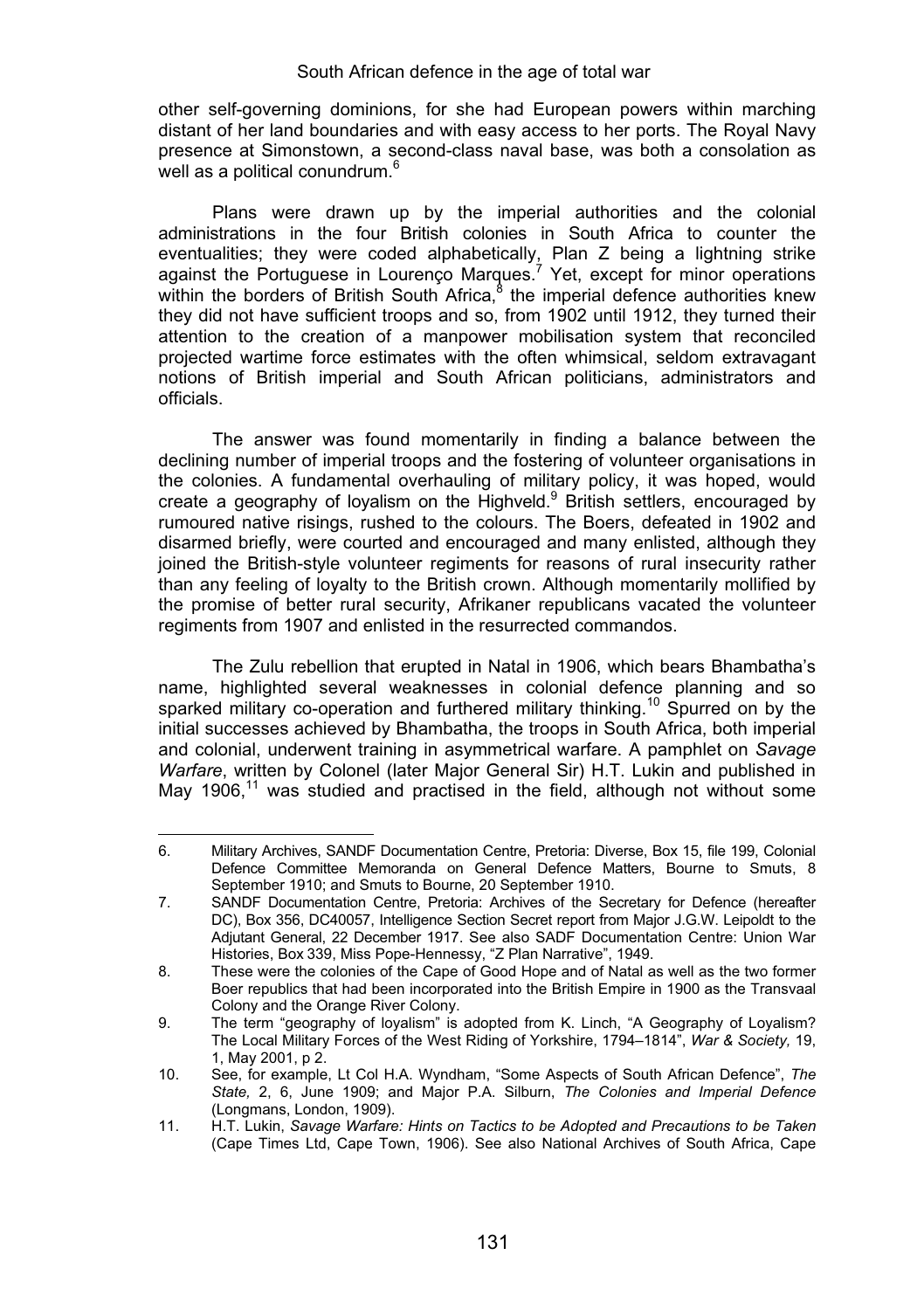other self-governing dominions, for she had European powers within marching distant of her land boundaries and with easy access to her ports. The Royal Navy presence at Simonstown, a second-class naval base, was both a consolation as well as a political conundrum.[6]

Plans were drawn up by the imperial authorities and the colonial administrations in the four British colonies in South Africa to counter the eventualities; they were coded alphabetically, Plan Z being a lightning strike against the Portuguese in Lourenço Marques.[7] Yet, except for minor operations within the borders of British South Africa,[8] the imperial defence authorities knew they did not have sufficient troops and so, from 1902 until 1912, they turned their attention to the creation of a manpower mobilisation system that reconciled projected wartime force estimates with the often whimsical, seldom extravagant notions of British imperial and South African politicians, administrators and officials.

The answer was found momentarily in finding a balance between the declining number of imperial troops and the fostering of volunteer organisations in the colonies. A fundamental overhauling of military policy, it was hoped, would create a geography of loyalism on the Highveld.[9] British settlers, encouraged by rumoured native risings, rushed to the colours. The Boers, defeated in 1902 and disarmed briefly, were courted and encouraged and many enlisted, although they joined the British-style volunteer regiments for reasons of rural insecurity rather than any feeling of loyalty to the British crown. Although momentarily mollified by the promise of better rural security, Afrikaner republicans vacated the volunteer regiments from 1907 and enlisted in the resurrected commandos.

The Zulu rebellion that erupted in Natal in 1906, which bears Bhambatha's name, highlighted several weaknesses in colonial defence planning and so sparked military co-operation and furthered military thinking.[10] Spurred on by the initial successes achieved by Bhambatha, the troops in South Africa, both imperial and colonial, underwent training in asymmetrical warfare. A pamphlet on *Savage Warfare*, written by Colonel (later Major General Sir) H.T. Lukin and published in May 1906,[11] was studied and practised in the field, although not without some

---

6. Military Archives, SANDF Documentation Centre, Pretoria: Diverse, Box 15, file 199, Colonial Defence Committee Memoranda on General Defence Matters, Bourne to Smuts, 8 September 1910; and Smuts to Bourne, 20 September 1910.
7. SANDF Documentation Centre, Pretoria: Archives of the Secretary for Defence (hereafter DC), Box 356, DC40057, Intelligence Section Secret report from Major J.G.W. Leipoldt to the Adjutant General, 22 December 1917. See also SADF Documentation Centre: Union War Histories, Box 339, Miss Pope-Hennessy, "Z Plan Narrative", 1949.
8. These were the colonies of the Cape of Good Hope and of Natal as well as the two former Boer republics that had been incorporated into the British Empire in 1900 as the Transvaal Colony and the Orange River Colony.
9. The term "geography of loyalism" is adopted from K. Linch, "A Geography of Loyalism? The Local Military Forces of the West Riding of Yorkshire, 1794–1814", *War & Society,* 19, 1, May 2001, p 2.
10. See, for example, Lt Col H.A. Wyndham, "Some Aspects of South African Defence", *The State,* 2, 6, June 1909; and Major P.A. Silburn, *The Colonies and Imperial Defence* (Longmans, London, 1909).
11. H.T. Lukin, *Savage Warfare: Hints on Tactics to be Adopted and Precautions to be Taken* (Cape Times Ltd, Cape Town, 1906). See also National Archives of South Africa, Cape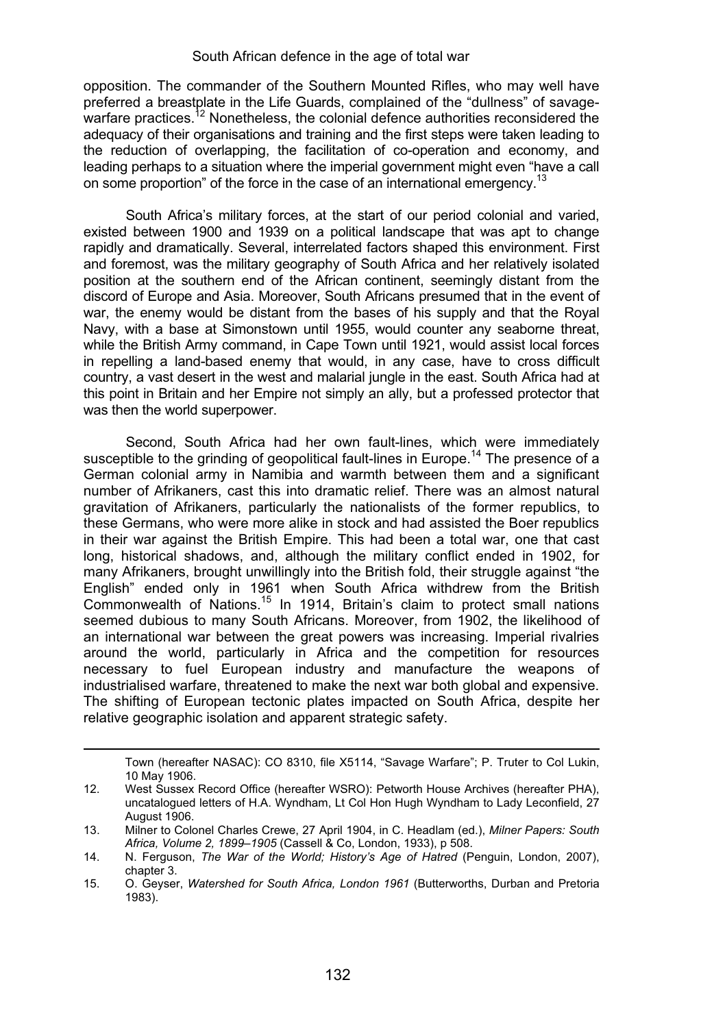opposition. The commander of the Southern Mounted Rifles, who may well have preferred a breastplate in the Life Guards, complained of the "dullness" of savage-warfare practices.[12] Nonetheless, the colonial defence authorities reconsidered the adequacy of their organisations and training and the first steps were taken leading to the reduction of overlapping, the facilitation of co-operation and economy, and leading perhaps to a situation where the imperial government might even "have a call on some proportion" of the force in the case of an international emergency.[13]

South Africa's military forces, at the start of our period colonial and varied, existed between 1900 and 1939 on a political landscape that was apt to change rapidly and dramatically. Several, interrelated factors shaped this environment. First and foremost, was the military geography of South Africa and her relatively isolated position at the southern end of the African continent, seemingly distant from the discord of Europe and Asia. Moreover, South Africans presumed that in the event of war, the enemy would be distant from the bases of his supply and that the Royal Navy, with a base at Simonstown until 1955, would counter any seaborne threat, while the British Army command, in Cape Town until 1921, would assist local forces in repelling a land-based enemy that would, in any case, have to cross difficult country, a vast desert in the west and malarial jungle in the east. South Africa had at this point in Britain and her Empire not simply an ally, but a professed protector that was then the world superpower.

Second, South Africa had her own fault-lines, which were immediately susceptible to the grinding of geopolitical fault-lines in Europe.[14] The presence of a German colonial army in Namibia and warmth between them and a significant number of Afrikaners, cast this into dramatic relief. There was an almost natural gravitation of Afrikaners, particularly the nationalists of the former republics, to these Germans, who were more alike in stock and had assisted the Boer republics in their war against the British Empire. This had been a total war, one that cast long, historical shadows, and, although the military conflict ended in 1902, for many Afrikaners, brought unwillingly into the British fold, their struggle against "the English" ended only in 1961 when South Africa withdrew from the British Commonwealth of Nations.[15] In 1914, Britain's claim to protect small nations seemed dubious to many South Africans. Moreover, from 1902, the likelihood of an international war between the great powers was increasing. Imperial rivalries around the world, particularly in Africa and the competition for resources necessary to fuel European industry and manufacture the weapons of industrialised warfare, threatened to make the next war both global and expensive. The shifting of European tectonic plates impacted on South Africa, despite her relative geographic isolation and apparent strategic safety.

---

Town (hereafter NASAC): CO 8310, file X5114, "Savage Warfare"; P. Truter to Col Lukin, 10 May 1906.

12. West Sussex Record Office (hereafter WSRO): Petworth House Archives (hereafter PHA), uncatalogued letters of H.A. Wyndham, Lt Col Hon Hugh Wyndham to Lady Leconfield, 27 August 1906.
13. Milner to Colonel Charles Crewe, 27 April 1904, in C. Headlam (ed.), *Milner Papers: South Africa, Volume 2, 1899–1905* (Cassell & Co, London, 1933), p 508.
14. N. Ferguson, *The War of the World; History's Age of Hatred* (Penguin, London, 2007), chapter 3.
15. O. Geyser, *Watershed for South Africa, London 1961* (Butterworths, Durban and Pretoria 1983).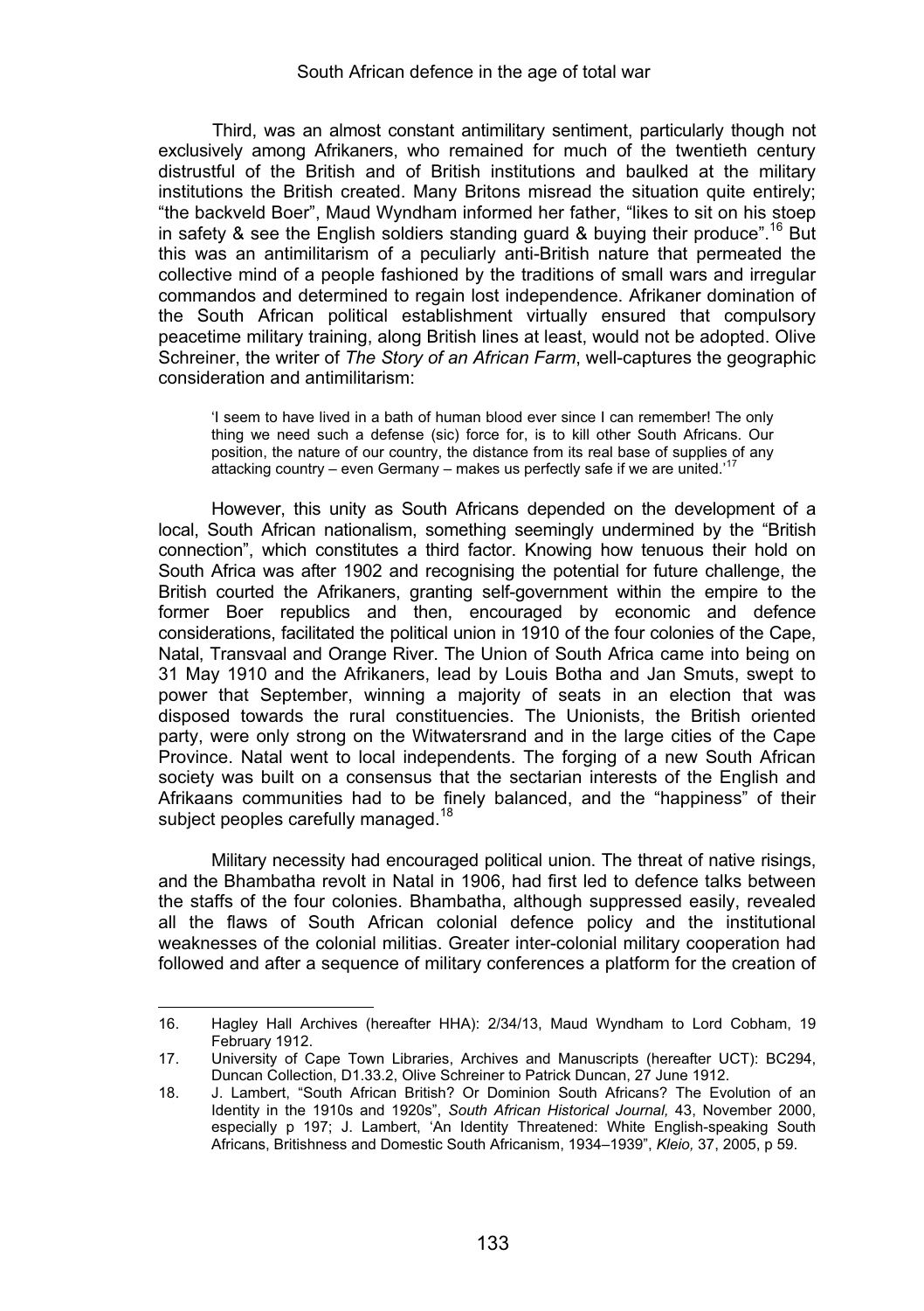Third, was an almost constant antimilitary sentiment, particularly though not exclusively among Afrikaners, who remained for much of the twentieth century distrustful of the British and of British institutions and baulked at the military institutions the British created. Many Britons misread the situation quite entirely; "the backveld Boer", Maud Wyndham informed her father, "likes to sit on his stoep in safety & see the English soldiers standing guard & buying their produce".[16] But this was an antimilitarism of a peculiarly anti-British nature that permeated the collective mind of a people fashioned by the traditions of small wars and irregular commandos and determined to regain lost independence. Afrikaner domination of the South African political establishment virtually ensured that compulsory peacetime military training, along British lines at least, would not be adopted. Olive Schreiner, the writer of *The Story of an African Farm*, well-captures the geographic consideration and antimilitarism:

> 'I seem to have lived in a bath of human blood ever since I can remember! The only thing we need such a defense (sic) force for, is to kill other South Africans. Our position, the nature of our country, the distance from its real base of supplies of any attacking country – even Germany – makes us perfectly safe if we are united.'[17]

However, this unity as South Africans depended on the development of a local, South African nationalism, something seemingly undermined by the "British connection", which constitutes a third factor. Knowing how tenuous their hold on South Africa was after 1902 and recognising the potential for future challenge, the British courted the Afrikaners, granting self-government within the empire to the former Boer republics and then, encouraged by economic and defence considerations, facilitated the political union in 1910 of the four colonies of the Cape, Natal, Transvaal and Orange River. The Union of South Africa came into being on 31 May 1910 and the Afrikaners, lead by Louis Botha and Jan Smuts, swept to power that September, winning a majority of seats in an election that was disposed towards the rural constituencies. The Unionists, the British oriented party, were only strong on the Witwatersrand and in the large cities of the Cape Province. Natal went to local independents. The forging of a new South African society was built on a consensus that the sectarian interests of the English and Afrikaans communities had to be finely balanced, and the "happiness" of their subject peoples carefully managed.[18]

Military necessity had encouraged political union. The threat of native risings, and the Bhambatha revolt in Natal in 1906, had first led to defence talks between the staffs of the four colonies. Bhambatha, although suppressed easily, revealed all the flaws of South African colonial defence policy and the institutional weaknesses of the colonial militias. Greater inter-colonial military cooperation had followed and after a sequence of military conferences a platform for the creation of

---

16. Hagley Hall Archives (hereafter HHA): 2/34/13, Maud Wyndham to Lord Cobham, 19 February 1912.
17. University of Cape Town Libraries, Archives and Manuscripts (hereafter UCT): BC294, Duncan Collection, D1.33.2, Olive Schreiner to Patrick Duncan, 27 June 1912.
18. J. Lambert, "South African British? Or Dominion South Africans? The Evolution of an Identity in the 1910s and 1920s", *South African Historical Journal,* 43, November 2000, especially p 197; J. Lambert, 'An Identity Threatened: White English-speaking South Africans, Britishness and Domestic South Africanism, 1934–1939", *Kleio,* 37, 2005, p 59.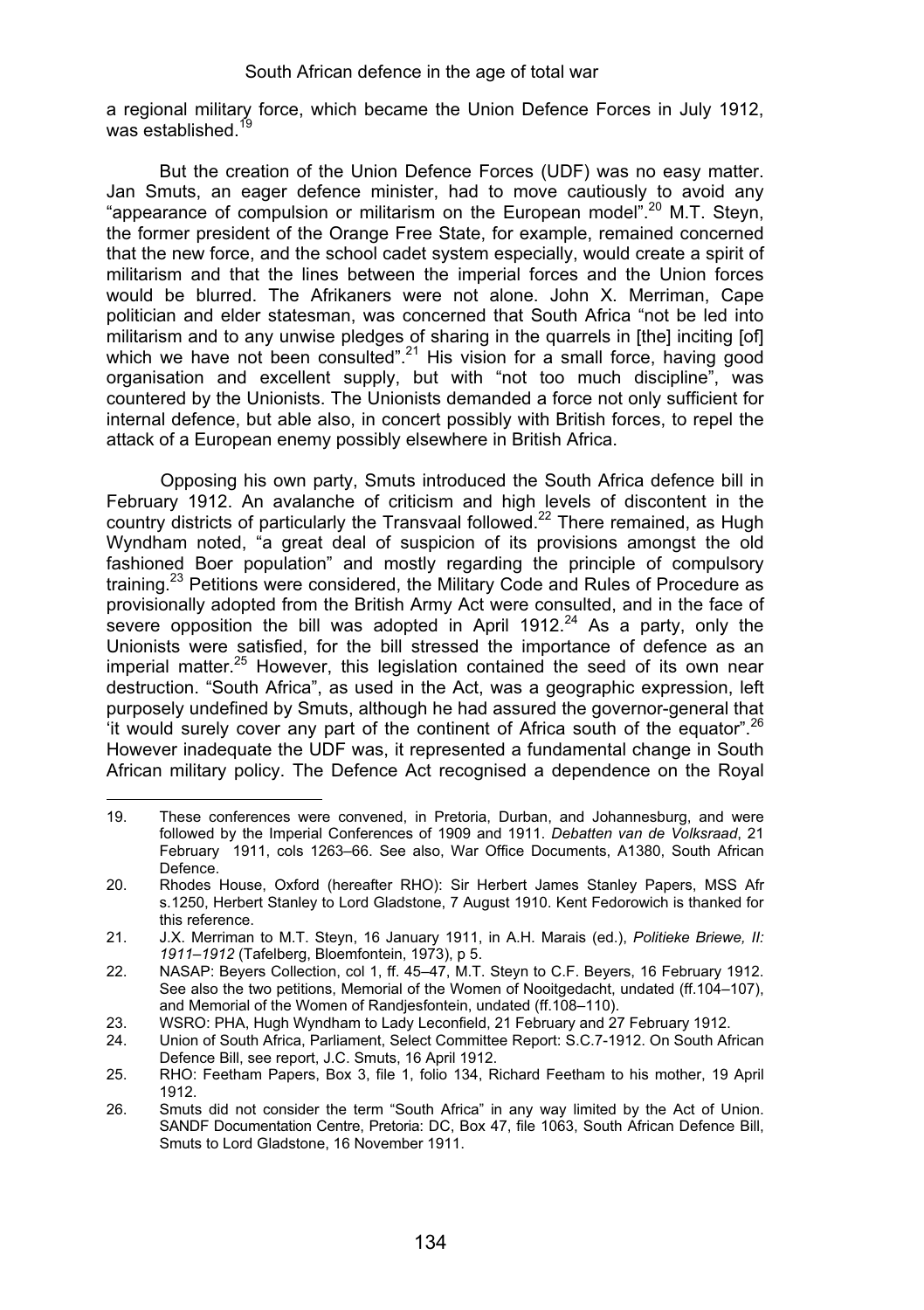a regional military force, which became the Union Defence Forces in July 1912, was established.[19]

But the creation of the Union Defence Forces (UDF) was no easy matter. Jan Smuts, an eager defence minister, had to move cautiously to avoid any "appearance of compulsion or militarism on the European model".[20] M.T. Steyn, the former president of the Orange Free State, for example, remained concerned that the new force, and the school cadet system especially, would create a spirit of militarism and that the lines between the imperial forces and the Union forces would be blurred. The Afrikaners were not alone. John X. Merriman, Cape politician and elder statesman, was concerned that South Africa "not be led into militarism and to any unwise pledges of sharing in the quarrels in [the] inciting [of] which we have not been consulted".[21] His vision for a small force, having good organisation and excellent supply, but with "not too much discipline", was countered by the Unionists. The Unionists demanded a force not only sufficient for internal defence, but able also, in concert possibly with British forces, to repel the attack of a European enemy possibly elsewhere in British Africa.

Opposing his own party, Smuts introduced the South Africa defence bill in February 1912. An avalanche of criticism and high levels of discontent in the country districts of particularly the Transvaal followed.[22] There remained, as Hugh Wyndham noted, "a great deal of suspicion of its provisions amongst the old fashioned Boer population" and mostly regarding the principle of compulsory training.[23] Petitions were considered, the Military Code and Rules of Procedure as provisionally adopted from the British Army Act were consulted, and in the face of severe opposition the bill was adopted in April 1912.[24] As a party, only the Unionists were satisfied, for the bill stressed the importance of defence as an imperial matter.[25] However, this legislation contained the seed of its own near destruction. "South Africa", as used in the Act, was a geographic expression, left purposely undefined by Smuts, although he had assured the governor-general that 'it would surely cover any part of the continent of Africa south of the equator".[26] However inadequate the UDF was, it represented a fundamental change in South African military policy. The Defence Act recognised a dependence on the Royal

---

19. These conferences were convened, in Pretoria, Durban, and Johannesburg, and were followed by the Imperial Conferences of 1909 and 1911. *Debatten van de Volksraad*, 21 February 1911, cols 1263–66. See also, War Office Documents, A1380, South African Defence.
20. Rhodes House, Oxford (hereafter RHO): Sir Herbert James Stanley Papers, MSS Afr s.1250, Herbert Stanley to Lord Gladstone, 7 August 1910. Kent Fedorowich is thanked for this reference.
21. J.X. Merriman to M.T. Steyn, 16 January 1911, in A.H. Marais (ed.), *Politieke Briewe, II: 1911–1912* (Tafelberg, Bloemfontein, 1973), p 5.
22. NASAP: Beyers Collection, col 1, ff. 45–47, M.T. Steyn to C.F. Beyers, 16 February 1912. See also the two petitions, Memorial of the Women of Nooitgedacht, undated (ff.104–107), and Memorial of the Women of Randjesfontein, undated (ff.108–110).
23. WSRO: PHA, Hugh Wyndham to Lady Leconfield, 21 February and 27 February 1912.
24. Union of South Africa, Parliament, Select Committee Report: S.C.7-1912. On South African Defence Bill, see report, J.C. Smuts, 16 April 1912.
25. RHO: Feetham Papers, Box 3, file 1, folio 134, Richard Feetham to his mother, 19 April 1912.
26. Smuts did not consider the term "South Africa" in any way limited by the Act of Union. SANDF Documentation Centre, Pretoria: DC, Box 47, file 1063, South African Defence Bill, Smuts to Lord Gladstone, 16 November 1911.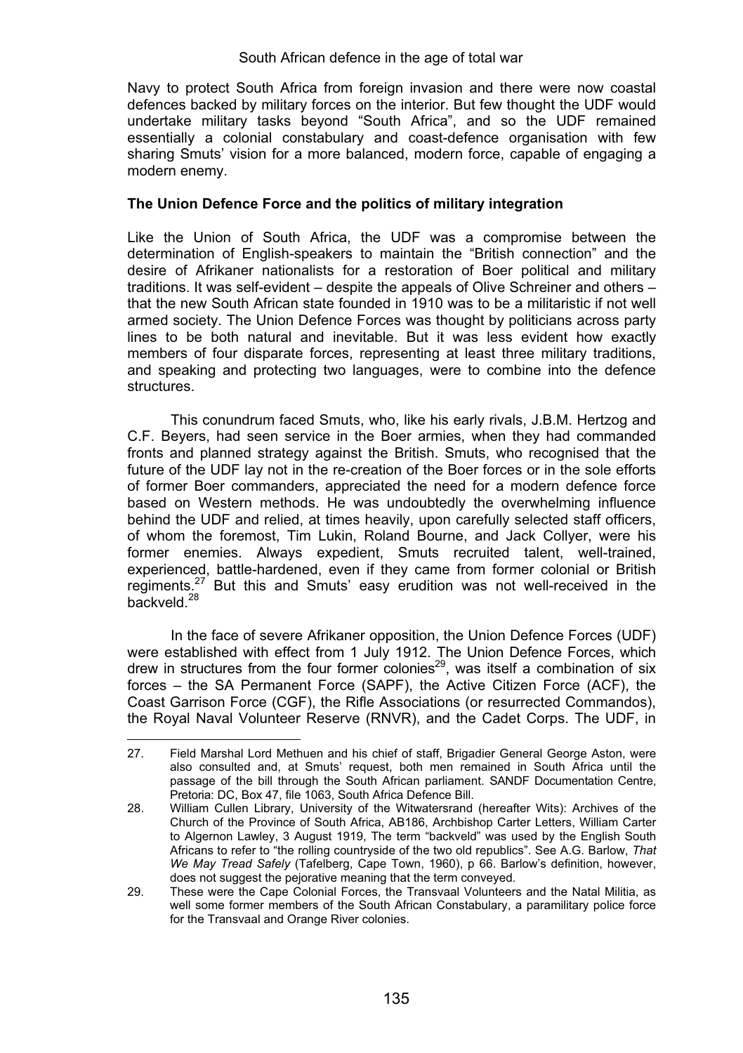Navy to protect South Africa from foreign invasion and there were now coastal defences backed by military forces on the interior. But few thought the UDF would undertake military tasks beyond "South Africa", and so the UDF remained essentially a colonial constabulary and coast-defence organisation with few sharing Smuts' vision for a more balanced, modern force, capable of engaging a modern enemy.

## The Union Defence Force and the politics of military integration

Like the Union of South Africa, the UDF was a compromise between the determination of English-speakers to maintain the "British connection" and the desire of Afrikaner nationalists for a restoration of Boer political and military traditions. It was self-evident – despite the appeals of Olive Schreiner and others – that the new South African state founded in 1910 was to be a militaristic if not well armed society. The Union Defence Forces was thought by politicians across party lines to be both natural and inevitable. But it was less evident how exactly members of four disparate forces, representing at least three military traditions, and speaking and protecting two languages, were to combine into the defence structures.

This conundrum faced Smuts, who, like his early rivals, J.B.M. Hertzog and C.F. Beyers, had seen service in the Boer armies, when they had commanded fronts and planned strategy against the British. Smuts, who recognised that the future of the UDF lay not in the re-creation of the Boer forces or in the sole efforts of former Boer commanders, appreciated the need for a modern defence force based on Western methods. He was undoubtedly the overwhelming influence behind the UDF and relied, at times heavily, upon carefully selected staff officers, of whom the foremost, Tim Lukin, Roland Bourne, and Jack Collyer, were his former enemies. Always expedient, Smuts recruited talent, well-trained, experienced, battle-hardened, even if they came from former colonial or British regiments.[27] But this and Smuts' easy erudition was not well-received in the backveld.[28]

In the face of severe Afrikaner opposition, the Union Defence Forces (UDF) were established with effect from 1 July 1912. The Union Defence Forces, which drew in structures from the four former colonies[29], was itself a combination of six forces – the SA Permanent Force (SAPF), the Active Citizen Force (ACF), the Coast Garrison Force (CGF), the Rifle Associations (or resurrected Commandos), the Royal Naval Volunteer Reserve (RNVR), and the Cadet Corps. The UDF, in

---

27. Field Marshal Lord Methuen and his chief of staff, Brigadier General George Aston, were also consulted and, at Smuts' request, both men remained in South Africa until the passage of the bill through the South African parliament. SANDF Documentation Centre, Pretoria: DC, Box 47, file 1063, South Africa Defence Bill.

28. William Cullen Library, University of the Witwatersrand (hereafter Wits): Archives of the Church of the Province of South Africa, AB186, Archbishop Carter Letters, William Carter to Algernon Lawley, 3 August 1919, The term "backveld" was used by the English South Africans to refer to "the rolling countryside of the two old republics". See A.G. Barlow, *That We May Tread Safely* (Tafelberg, Cape Town, 1960), p 66. Barlow's definition, however, does not suggest the pejorative meaning that the term conveyed.

29. These were the Cape Colonial Forces, the Transvaal Volunteers and the Natal Militia, as well some former members of the South African Constabulary, a paramilitary police force for the Transvaal and Orange River colonies.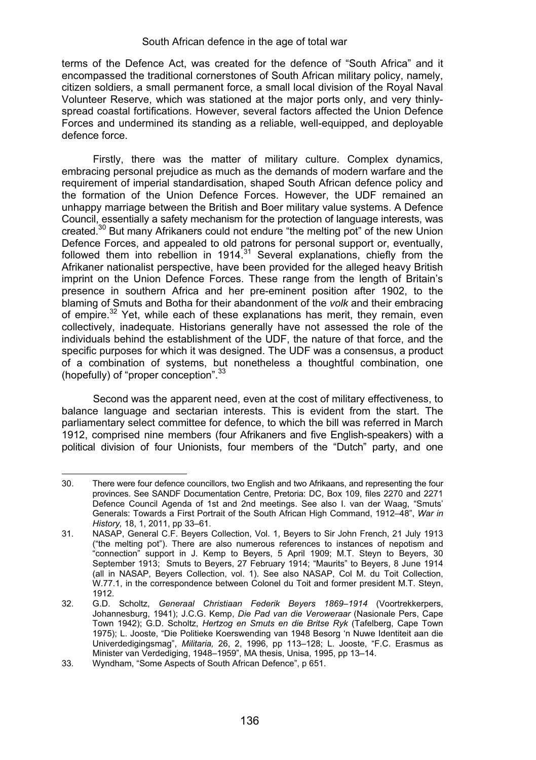terms of the Defence Act, was created for the defence of "South Africa" and it encompassed the traditional cornerstones of South African military policy, namely, citizen soldiers, a small permanent force, a small local division of the Royal Naval Volunteer Reserve, which was stationed at the major ports only, and very thinly-spread coastal fortifications. However, several factors affected the Union Defence Forces and undermined its standing as a reliable, well-equipped, and deployable defence force.

Firstly, there was the matter of military culture. Complex dynamics, embracing personal prejudice as much as the demands of modern warfare and the requirement of imperial standardisation, shaped South African defence policy and the formation of the Union Defence Forces. However, the UDF remained an unhappy marriage between the British and Boer military value systems. A Defence Council, essentially a safety mechanism for the protection of language interests, was created.[30] But many Afrikaners could not endure "the melting pot" of the new Union Defence Forces, and appealed to old patrons for personal support or, eventually, followed them into rebellion in 1914.[31] Several explanations, chiefly from the Afrikaner nationalist perspective, have been provided for the alleged heavy British imprint on the Union Defence Forces. These range from the length of Britain's presence in southern Africa and her pre-eminent position after 1902, to the blaming of Smuts and Botha for their abandonment of the *volk* and their embracing of empire.[32] Yet, while each of these explanations has merit, they remain, even collectively, inadequate. Historians generally have not assessed the role of the individuals behind the establishment of the UDF, the nature of that force, and the specific purposes for which it was designed. The UDF was a consensus, a product of a combination of systems, but nonetheless a thoughtful combination, one (hopefully) of "proper conception".[33]

Second was the apparent need, even at the cost of military effectiveness, to balance language and sectarian interests. This is evident from the start. The parliamentary select committee for defence, to which the bill was referred in March 1912, comprised nine members (four Afrikaners and five English-speakers) with a political division of four Unionists, four members of the "Dutch" party, and one

---

30. There were four defence councillors, two English and two Afrikaans, and representing the four provinces. See SANDF Documentation Centre, Pretoria: DC, Box 109, files 2270 and 2271 Defence Council Agenda of 1st and 2nd meetings. See also I. van der Waag, "Smuts' Generals: Towards a First Portrait of the South African High Command, 1912–48", *War in History,* 18, 1, 2011, pp 33–61.

31. NASAP, General C.F. Beyers Collection, Vol. 1, Beyers to Sir John French, 21 July 1913 ("the melting pot"). There are also numerous references to instances of nepotism and "connection" support in J. Kemp to Beyers, 5 April 1909; M.T. Steyn to Beyers, 30 September 1913; Smuts to Beyers, 27 February 1914; "Maurits" to Beyers, 8 June 1914 (all in NASAP, Beyers Collection, vol. 1). See also NASAP, Col M. du Toit Collection, W.77.1, in the correspondence between Colonel du Toit and former president M.T. Steyn, 1912.

32. G.D. Scholtz, *Generaal Christiaan Federik Beyers 1869–1914* (Voortrekkerpers, Johannesburg, 1941); J.C.G. Kemp, *Die Pad van die Veroweraar* (Nasionale Pers, Cape Town 1942); G.D. Scholtz, *Hertzog en Smuts en die Britse Ryk* (Tafelberg, Cape Town 1975); L. Jooste, "Die Politieke Koerswending van 1948 Besorg 'n Nuwe Identiteit aan die Univerdedigingsmag", *Militaria,* 26, 2, 1996, pp 113–128; L. Jooste, "F.C. Erasmus as Minister van Verdediging, 1948–1959", MA thesis, Unisa, 1995, pp 13–14.

33. Wyndham, "Some Aspects of South African Defence", p 651.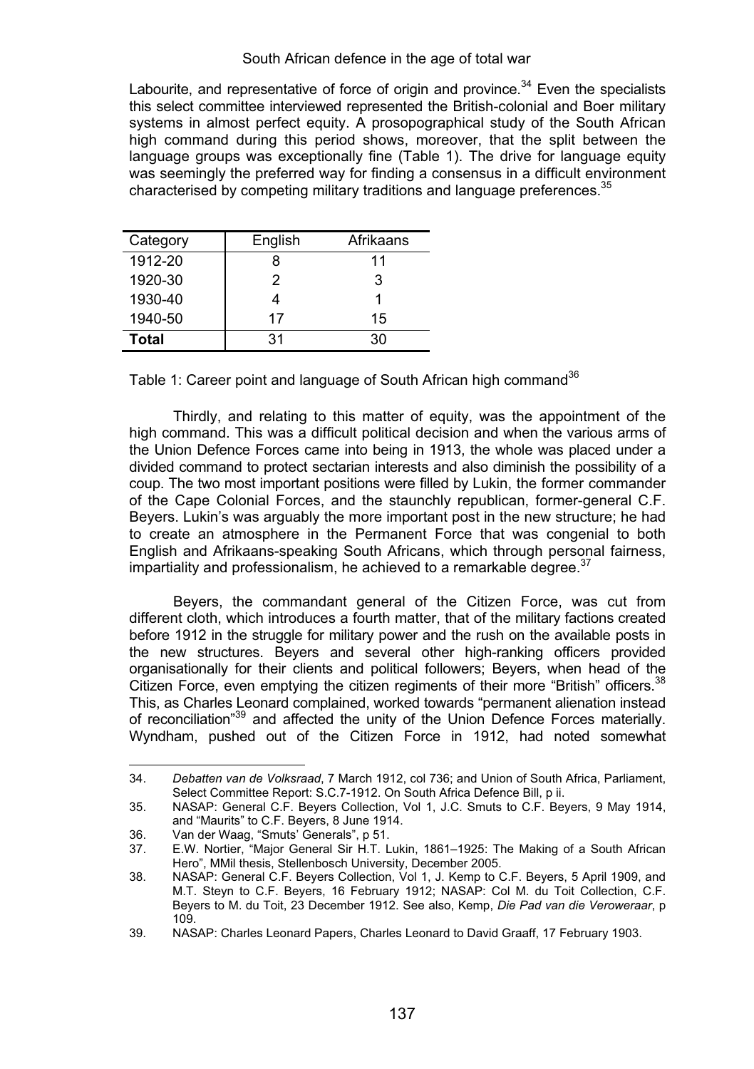Labourite, and representative of force of origin and province.[34] Even the specialists this select committee interviewed represented the British-colonial and Boer military systems in almost perfect equity. A prosopographical study of the South African high command during this period shows, moreover, that the split between the language groups was exceptionally fine (Table 1). The drive for language equity was seemingly the preferred way for finding a consensus in a difficult environment characterised by competing military traditions and language preferences.[35]

| Category | English | Afrikaans |
|---|---|---|
| 1912-20 | 8 | 11 |
| 1920-30 | 2 | 3 |
| 1930-40 | 4 | 1 |
| 1940-50 | 17 | 15 |
| **Total** | 31 | 30 |

Table 1: Career point and language of South African high command[36]

Thirdly, and relating to this matter of equity, was the appointment of the high command. This was a difficult political decision and when the various arms of the Union Defence Forces came into being in 1913, the whole was placed under a divided command to protect sectarian interests and also diminish the possibility of a coup. The two most important positions were filled by Lukin, the former commander of the Cape Colonial Forces, and the staunchly republican, former-general C.F. Beyers. Lukin's was arguably the more important post in the new structure; he had to create an atmosphere in the Permanent Force that was congenial to both English and Afrikaans-speaking South Africans, which through personal fairness, impartiality and professionalism, he achieved to a remarkable degree.[37]

Beyers, the commandant general of the Citizen Force, was cut from different cloth, which introduces a fourth matter, that of the military factions created before 1912 in the struggle for military power and the rush on the available posts in the new structures. Beyers and several other high-ranking officers provided organisationally for their clients and political followers; Beyers, when head of the Citizen Force, even emptying the citizen regiments of their more "British" officers.[38] This, as Charles Leonard complained, worked towards "permanent alienation instead of reconciliation"[39] and affected the unity of the Union Defence Forces materially. Wyndham, pushed out of the Citizen Force in 1912, had noted somewhat

34. *Debatten van de Volksraad*, 7 March 1912, col 736; and Union of South Africa, Parliament, Select Committee Report: S.C.7-1912. On South Africa Defence Bill, p ii.
35. NASAP: General C.F. Beyers Collection, Vol 1, J.C. Smuts to C.F. Beyers, 9 May 1914, and "Maurits" to C.F. Beyers, 8 June 1914.
36. Van der Waag, "Smuts' Generals", p 51.
37. E.W. Nortier, "Major General Sir H.T. Lukin, 1861–1925: The Making of a South African Hero", MMil thesis, Stellenbosch University, December 2005.
38. NASAP: General C.F. Beyers Collection, Vol 1, J. Kemp to C.F. Beyers, 5 April 1909, and M.T. Steyn to C.F. Beyers, 16 February 1912; NASAP: Col M. du Toit Collection, C.F. Beyers to M. du Toit, 23 December 1912. See also, Kemp, *Die Pad van die Veroweraar*, p 109.
39. NASAP: Charles Leonard Papers, Charles Leonard to David Graaff, 17 February 1903.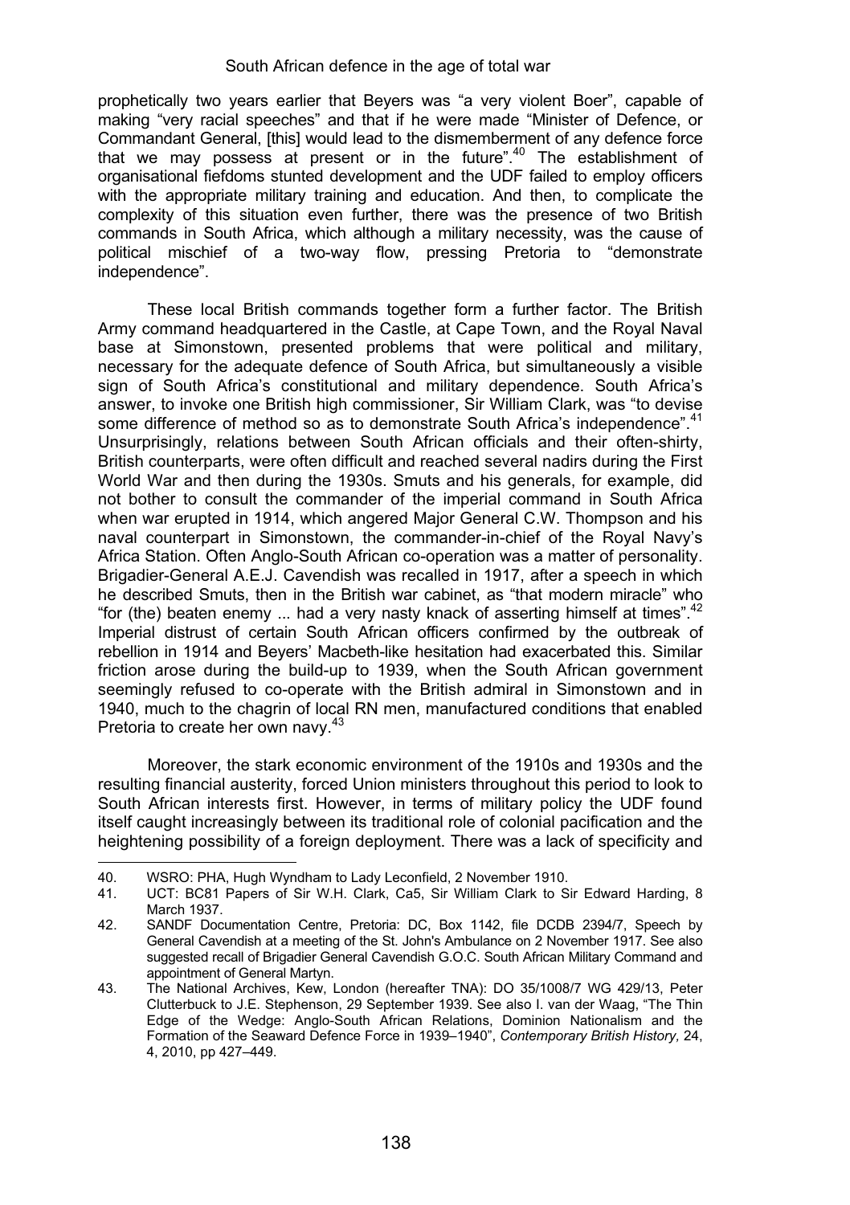prophetically two years earlier that Beyers was "a very violent Boer", capable of making "very racial speeches" and that if he were made "Minister of Defence, or Commandant General, [this] would lead to the dismemberment of any defence force that we may possess at present or in the future".[40] The establishment of organisational fiefdoms stunted development and the UDF failed to employ officers with the appropriate military training and education. And then, to complicate the complexity of this situation even further, there was the presence of two British commands in South Africa, which although a military necessity, was the cause of political mischief of a two-way flow, pressing Pretoria to "demonstrate independence".

These local British commands together form a further factor. The British Army command headquartered in the Castle, at Cape Town, and the Royal Naval base at Simonstown, presented problems that were political and military, necessary for the adequate defence of South Africa, but simultaneously a visible sign of South Africa's constitutional and military dependence. South Africa's answer, to invoke one British high commissioner, Sir William Clark, was "to devise some difference of method so as to demonstrate South Africa's independence".[41] Unsurprisingly, relations between South African officials and their often-shirty, British counterparts, were often difficult and reached several nadirs during the First World War and then during the 1930s. Smuts and his generals, for example, did not bother to consult the commander of the imperial command in South Africa when war erupted in 1914, which angered Major General C.W. Thompson and his naval counterpart in Simonstown, the commander-in-chief of the Royal Navy's Africa Station. Often Anglo-South African co-operation was a matter of personality. Brigadier-General A.E.J. Cavendish was recalled in 1917, after a speech in which he described Smuts, then in the British war cabinet, as "that modern miracle" who "for (the) beaten enemy ... had a very nasty knack of asserting himself at times".[42] Imperial distrust of certain South African officers confirmed by the outbreak of rebellion in 1914 and Beyers' Macbeth-like hesitation had exacerbated this. Similar friction arose during the build-up to 1939, when the South African government seemingly refused to co-operate with the British admiral in Simonstown and in 1940, much to the chagrin of local RN men, manufactured conditions that enabled Pretoria to create her own navy.[43]

Moreover, the stark economic environment of the 1910s and 1930s and the resulting financial austerity, forced Union ministers throughout this period to look to South African interests first. However, in terms of military policy the UDF found itself caught increasingly between its traditional role of colonial pacification and the heightening possibility of a foreign deployment. There was a lack of specificity and

---

40. WSRO: PHA, Hugh Wyndham to Lady Leconfield, 2 November 1910.
41. UCT: BC81 Papers of Sir W.H. Clark, Ca5, Sir William Clark to Sir Edward Harding, 8 March 1937.
42. SANDF Documentation Centre, Pretoria: DC, Box 1142, file DCDB 2394/7, Speech by General Cavendish at a meeting of the St. John's Ambulance on 2 November 1917. See also suggested recall of Brigadier General Cavendish G.O.C. South African Military Command and appointment of General Martyn.
43. The National Archives, Kew, London (hereafter TNA): DO 35/1008/7 WG 429/13, Peter Clutterbuck to J.E. Stephenson, 29 September 1939. See also I. van der Waag, "The Thin Edge of the Wedge: Anglo-South African Relations, Dominion Nationalism and the Formation of the Seaward Defence Force in 1939–1940", *Contemporary British History,* 24, 4, 2010, pp 427–449.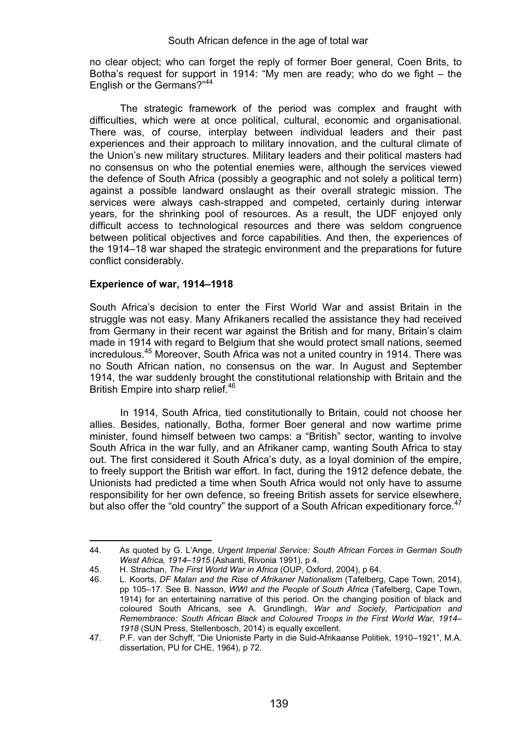no clear object; who can forget the reply of former Boer general, Coen Brits, to Botha's request for support in 1914: "My men are ready; who do we fight – the English or the Germans?"[44]

The strategic framework of the period was complex and fraught with difficulties, which were at once political, cultural, economic and organisational. There was, of course, interplay between individual leaders and their past experiences and their approach to military innovation, and the cultural climate of the Union's new military structures. Military leaders and their political masters had no consensus on who the potential enemies were, although the services viewed the defence of South Africa (possibly a geographic and not solely a political term) against a possible landward onslaught as their overall strategic mission. The services were always cash-strapped and competed, certainly during interwar years, for the shrinking pool of resources. As a result, the UDF enjoyed only difficult access to technological resources and there was seldom congruence between political objectives and force capabilities. And then, the experiences of the 1914–18 war shaped the strategic environment and the preparations for future conflict considerably.

**Experience of war, 1914–1918**

South Africa's decision to enter the First World War and assist Britain in the struggle was not easy. Many Afrikaners recalled the assistance they had received from Germany in their recent war against the British and for many, Britain's claim made in 1914 with regard to Belgium that she would protect small nations, seemed incredulous.[45] Moreover, South Africa was not a united country in 1914. There was no South African nation, no consensus on the war. In August and September 1914, the war suddenly brought the constitutional relationship with Britain and the British Empire into sharp relief.[46]

In 1914, South Africa, tied constitutionally to Britain, could not choose her allies. Besides, nationally, Botha, former Boer general and now wartime prime minister, found himself between two camps: a "British" sector, wanting to involve South Africa in the war fully, and an Afrikaner camp, wanting South Africa to stay out. The first considered it South Africa's duty, as a loyal dominion of the empire, to freely support the British war effort. In fact, during the 1912 defence debate, the Unionists had predicted a time when South Africa would not only have to assume responsibility for her own defence, so freeing British assets for service elsewhere, but also offer the "old country" the support of a South African expeditionary force.[47]

---

44. As quoted by G. L'Ange, *Urgent Imperial Service: South African Forces in German South West Africa, 1914–1915* (Ashanti, Rivonia 1991), p 4.
45. H. Strachan, *The First World War in Africa* (OUP, Oxford, 2004), p 64.
46. L. Koorts, *DF Malan and the Rise of Afrikaner Nationalism* (Tafelberg, Cape Town, 2014), pp 105–17. See B. Nasson, *WWI and the People of South Africa* (Tafelberg, Cape Town, 1914) for an entertaining narrative of this period. On the changing position of black and coloured South Africans, see A. Grundlingh, *War and Society, Participation and Remembrance: South African Black and Coloured Troops in the First World War, 1914–1918* (SUN Press, Stellenbosch, 2014) is equally excellent.
47. P.F. van der Schyff, "Die Unioniste Party in die Suid-Afrikaanse Politiek, 1910–1921", M.A. dissertation, PU for CHE, 1964), p 72.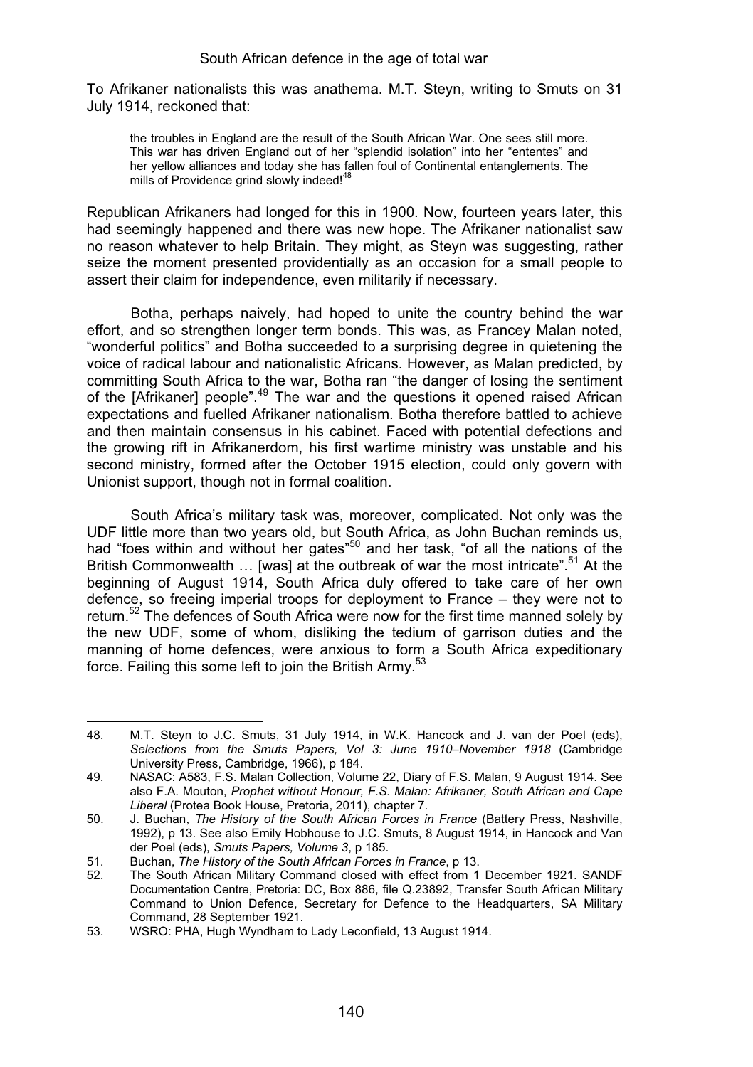To Afrikaner nationalists this was anathema. M.T. Steyn, writing to Smuts on 31 July 1914, reckoned that:

> the troubles in England are the result of the South African War. One sees still more. This war has driven England out of her "splendid isolation" into her "ententes" and her yellow alliances and today she has fallen foul of Continental entanglements. The mills of Providence grind slowly indeed![48]

Republican Afrikaners had longed for this in 1900. Now, fourteen years later, this had seemingly happened and there was new hope. The Afrikaner nationalist saw no reason whatever to help Britain. They might, as Steyn was suggesting, rather seize the moment presented providentially as an occasion for a small people to assert their claim for independence, even militarily if necessary.

Botha, perhaps naively, had hoped to unite the country behind the war effort, and so strengthen longer term bonds. This was, as Francey Malan noted, "wonderful politics" and Botha succeeded to a surprising degree in quietening the voice of radical labour and nationalistic Africans. However, as Malan predicted, by committing South Africa to the war, Botha ran "the danger of losing the sentiment of the [Afrikaner] people".[49] The war and the questions it opened raised African expectations and fuelled Afrikaner nationalism. Botha therefore battled to achieve and then maintain consensus in his cabinet. Faced with potential defections and the growing rift in Afrikanerdom, his first wartime ministry was unstable and his second ministry, formed after the October 1915 election, could only govern with Unionist support, though not in formal coalition.

South Africa's military task was, moreover, complicated. Not only was the UDF little more than two years old, but South Africa, as John Buchan reminds us, had "foes within and without her gates"[50] and her task, "of all the nations of the British Commonwealth … [was] at the outbreak of war the most intricate".[51] At the beginning of August 1914, South Africa duly offered to take care of her own defence, so freeing imperial troops for deployment to France – they were not to return.[52] The defences of South Africa were now for the first time manned solely by the new UDF, some of whom, disliking the tedium of garrison duties and the manning of home defences, were anxious to form a South Africa expeditionary force. Failing this some left to join the British Army.[53]

---

48. M.T. Steyn to J.C. Smuts, 31 July 1914, in W.K. Hancock and J. van der Poel (eds), *Selections from the Smuts Papers, Vol 3: June 1910–November 1918* (Cambridge University Press, Cambridge, 1966), p 184.
49. NASAC: A583, F.S. Malan Collection, Volume 22, Diary of F.S. Malan, 9 August 1914. See also F.A. Mouton, *Prophet without Honour, F.S. Malan: Afrikaner, South African and Cape Liberal* (Protea Book House, Pretoria, 2011), chapter 7.
50. J. Buchan, *The History of the South African Forces in France* (Battery Press, Nashville, 1992), p 13. See also Emily Hobhouse to J.C. Smuts, 8 August 1914, in Hancock and Van der Poel (eds), *Smuts Papers, Volume 3*, p 185.
51. Buchan, *The History of the South African Forces in France*, p 13.
52. The South African Military Command closed with effect from 1 December 1921. SANDF Documentation Centre, Pretoria: DC, Box 886, file Q.23892, Transfer South African Military Command to Union Defence, Secretary for Defence to the Headquarters, SA Military Command, 28 September 1921.
53. WSRO: PHA, Hugh Wyndham to Lady Leconfield, 13 August 1914.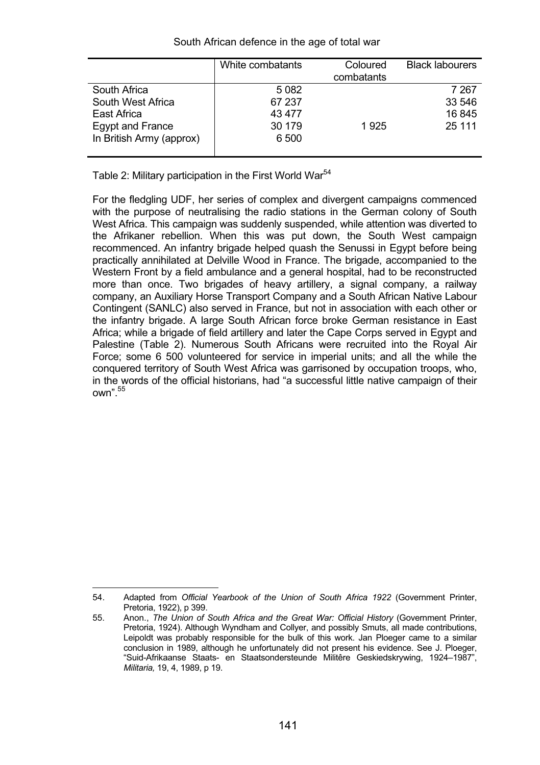|  | White combatants | Coloured combatants | Black labourers |
|---|---|---|---|
| South Africa | 5 082 |  | 7 267 |
| South West Africa | 67 237 |  | 33 546 |
| East Africa | 43 477 |  | 16 845 |
| Egypt and France | 30 179 | 1 925 | 25 111 |
| In British Army (approx) | 6 500 |  |  |

Table 2: Military participation in the First World War[54]

For the fledgling UDF, her series of complex and divergent campaigns commenced with the purpose of neutralising the radio stations in the German colony of South West Africa. This campaign was suddenly suspended, while attention was diverted to the Afrikaner rebellion. When this was put down, the South West campaign recommenced. An infantry brigade helped quash the Senussi in Egypt before being practically annihilated at Delville Wood in France. The brigade, accompanied to the Western Front by a field ambulance and a general hospital, had to be reconstructed more than once. Two brigades of heavy artillery, a signal company, a railway company, an Auxiliary Horse Transport Company and a South African Native Labour Contingent (SANLC) also served in France, but not in association with each other or the infantry brigade. A large South African force broke German resistance in East Africa; while a brigade of field artillery and later the Cape Corps served in Egypt and Palestine (Table 2). Numerous South Africans were recruited into the Royal Air Force; some 6 500 volunteered for service in imperial units; and all the while the conquered territory of South West Africa was garrisoned by occupation troops, who, in the words of the official historians, had "a successful little native campaign of their own".[55]

---

54. Adapted from *Official Yearbook of the Union of South Africa 1922* (Government Printer, Pretoria, 1922), p 399.

55. Anon., *The Union of South Africa and the Great War: Official History* (Government Printer, Pretoria, 1924). Although Wyndham and Collyer, and possibly Smuts, all made contributions, Leipoldt was probably responsible for the bulk of this work. Jan Ploeger came to a similar conclusion in 1989, although he unfortunately did not present his evidence. See J. Ploeger, "Suid-Afrikaanse Staats- en Staatsondersteunde Militêre Geskiedskrywing, 1924–1987", *Militaria,* 19, 4, 1989, p 19.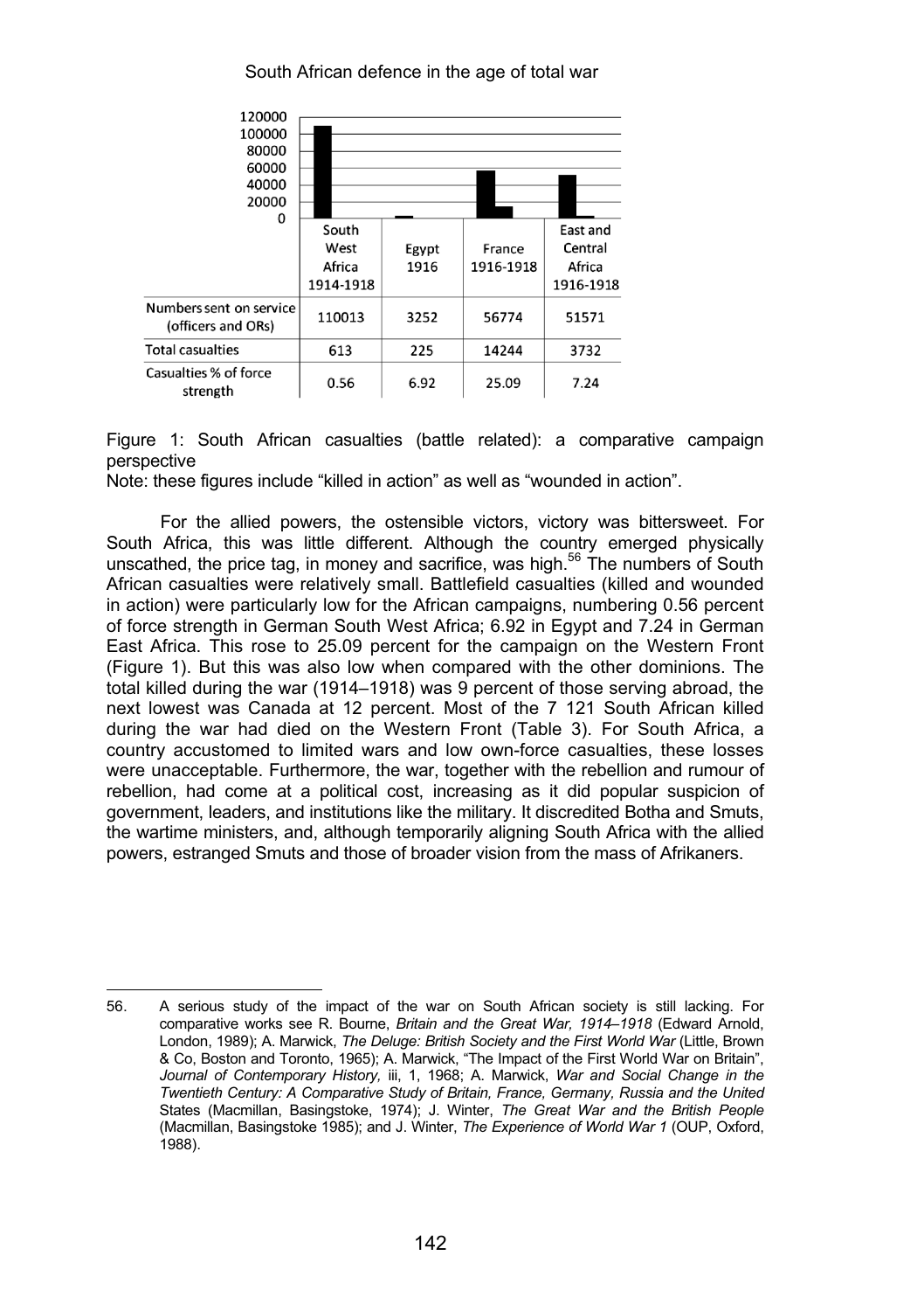| | South West Africa 1914-1918 | Egypt 1916 | France 1916-1918 | East and Central Africa 1916-1918 |
|---|---|---|---|---|
| Numbers sent on service (officers and ORs) | 110013 | 3252 | 56774 | 51571 |
| Total casualties | 613 | 225 | 14244 | 3732 |
| Casualties % of force strength | 0.56 | 6.92 | 25.09 | 7.24 |

Figure 1: South African casualties (battle related): a comparative campaign perspective

Note: these figures include "killed in action" as well as "wounded in action".

For the allied powers, the ostensible victors, victory was bittersweet. For South Africa, this was little different. Although the country emerged physically unscathed, the price tag, in money and sacrifice, was high.[56] The numbers of South African casualties were relatively small. Battlefield casualties (killed and wounded in action) were particularly low for the African campaigns, numbering 0.56 percent of force strength in German South West Africa; 6.92 in Egypt and 7.24 in German East Africa. This rose to 25.09 percent for the campaign on the Western Front (Figure 1). But this was also low when compared with the other dominions. The total killed during the war (1914–1918) was 9 percent of those serving abroad, the next lowest was Canada at 12 percent. Most of the 7 121 South African killed during the war had died on the Western Front (Table 3). For South Africa, a country accustomed to limited wars and low own-force casualties, these losses were unacceptable. Furthermore, the war, together with the rebellion and rumour of rebellion, had come at a political cost, increasing as it did popular suspicion of government, leaders, and institutions like the military. It discredited Botha and Smuts, the wartime ministers, and, although temporarily aligning South Africa with the allied powers, estranged Smuts and those of broader vision from the mass of Afrikaners.

56. A serious study of the impact of the war on South African society is still lacking. For comparative works see R. Bourne, *Britain and the Great War, 1914–1918* (Edward Arnold, London, 1989); A. Marwick, *The Deluge: British Society and the First World War* (Little, Brown & Co, Boston and Toronto, 1965); A. Marwick, "The Impact of the First World War on Britain", *Journal of Contemporary History,* iii, 1, 1968; A. Marwick, *War and Social Change in the Twentieth Century: A Comparative Study of Britain, France, Germany, Russia and the United* States (Macmillan, Basingstoke, 1974); J. Winter, *The Great War and the British People* (Macmillan, Basingstoke 1985); and J. Winter, *The Experience of World War 1* (OUP, Oxford, 1988).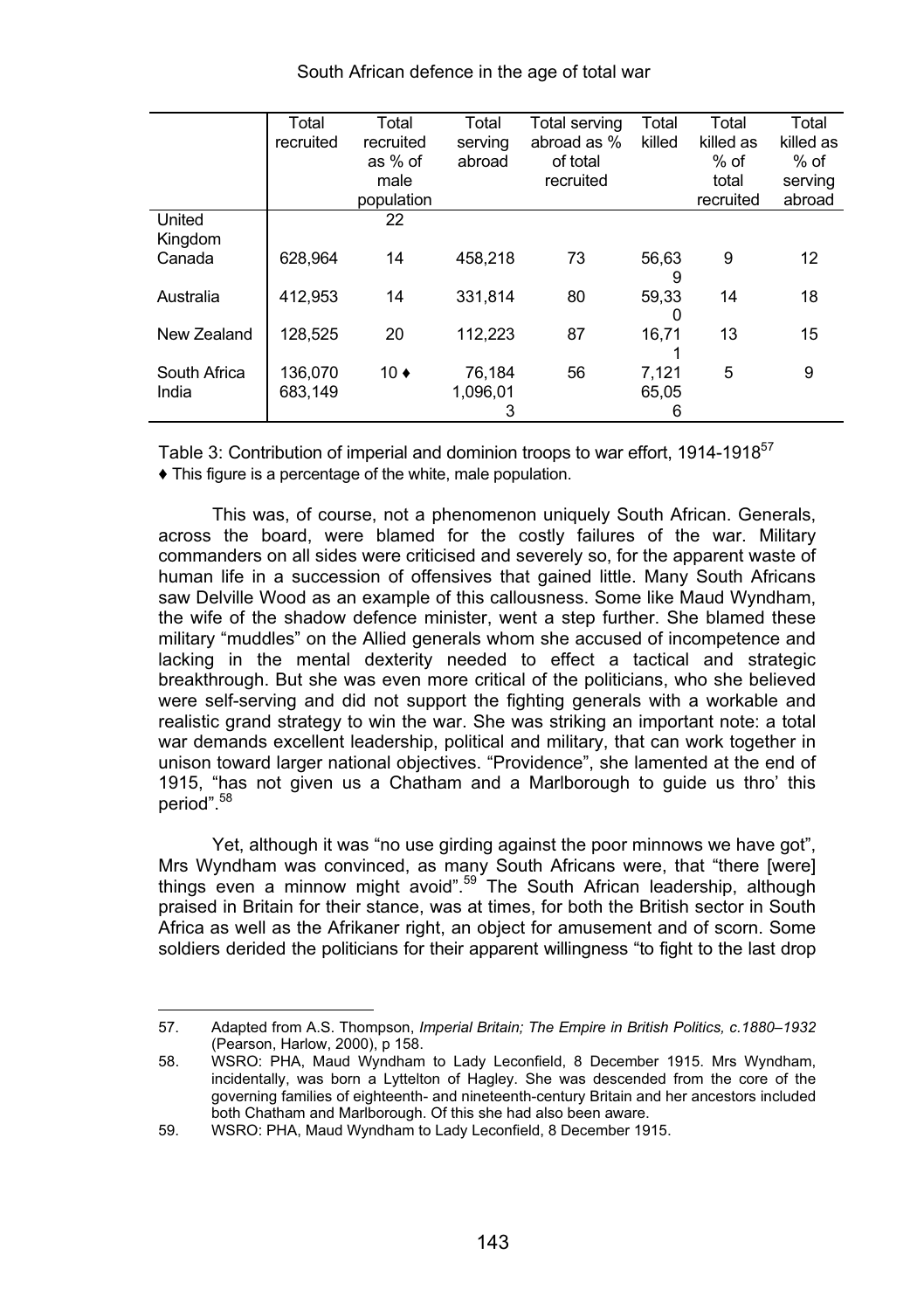| | Total recruited | Total recruited as % of male population | Total serving abroad | Total serving abroad as % of total recruited | Total killed | Total killed as % of total recruited | Total killed as % of serving abroad |
|---|---|---|---|---|---|---|---|
| United Kingdom | | 22 | | | | | |
| Canada | 628,964 | 14 | 458,218 | 73 | 56,639 | 9 | 12 |
| Australia | 412,953 | 14 | 331,814 | 80 | 59,330 | 14 | 18 |
| New Zealand | 128,525 | 20 | 112,223 | 87 | 16,711 | 13 | 15 |
| South Africa | 136,070 | 10 ♦ | 76,184 | 56 | 7,121 | 5 | 9 |
| India | 683,149 | | 1,096,013 | | 65,056 | | |

Table 3: Contribution of imperial and dominion troops to war effort, 1914-1918[57]

♦ This figure is a percentage of the white, male population.

This was, of course, not a phenomenon uniquely South African. Generals, across the board, were blamed for the costly failures of the war. Military commanders on all sides were criticised and severely so, for the apparent waste of human life in a succession of offensives that gained little. Many South Africans saw Delville Wood as an example of this callousness. Some like Maud Wyndham, the wife of the shadow defence minister, went a step further. She blamed these military "muddles" on the Allied generals whom she accused of incompetence and lacking in the mental dexterity needed to effect a tactical and strategic breakthrough. But she was even more critical of the politicians, who she believed were self-serving and did not support the fighting generals with a workable and realistic grand strategy to win the war. She was striking an important note: a total war demands excellent leadership, political and military, that can work together in unison toward larger national objectives. "Providence", she lamented at the end of 1915, "has not given us a Chatham and a Marlborough to guide us thro' this period".[58]

Yet, although it was "no use girding against the poor minnows we have got", Mrs Wyndham was convinced, as many South Africans were, that "there [were] things even a minnow might avoid".[59] The South African leadership, although praised in Britain for their stance, was at times, for both the British sector in South Africa as well as the Afrikaner right, an object for amusement and of scorn. Some soldiers derided the politicians for their apparent willingness "to fight to the last drop

57. Adapted from A.S. Thompson, *Imperial Britain; The Empire in British Politics, c.1880–1932* (Pearson, Harlow, 2000), p 158.

58. WSRO: PHA, Maud Wyndham to Lady Leconfield, 8 December 1915. Mrs Wyndham, incidentally, was born a Lyttelton of Hagley. She was descended from the core of the governing families of eighteenth- and nineteenth-century Britain and her ancestors included both Chatham and Marlborough. Of this she had also been aware.

59. WSRO: PHA, Maud Wyndham to Lady Leconfield, 8 December 1915.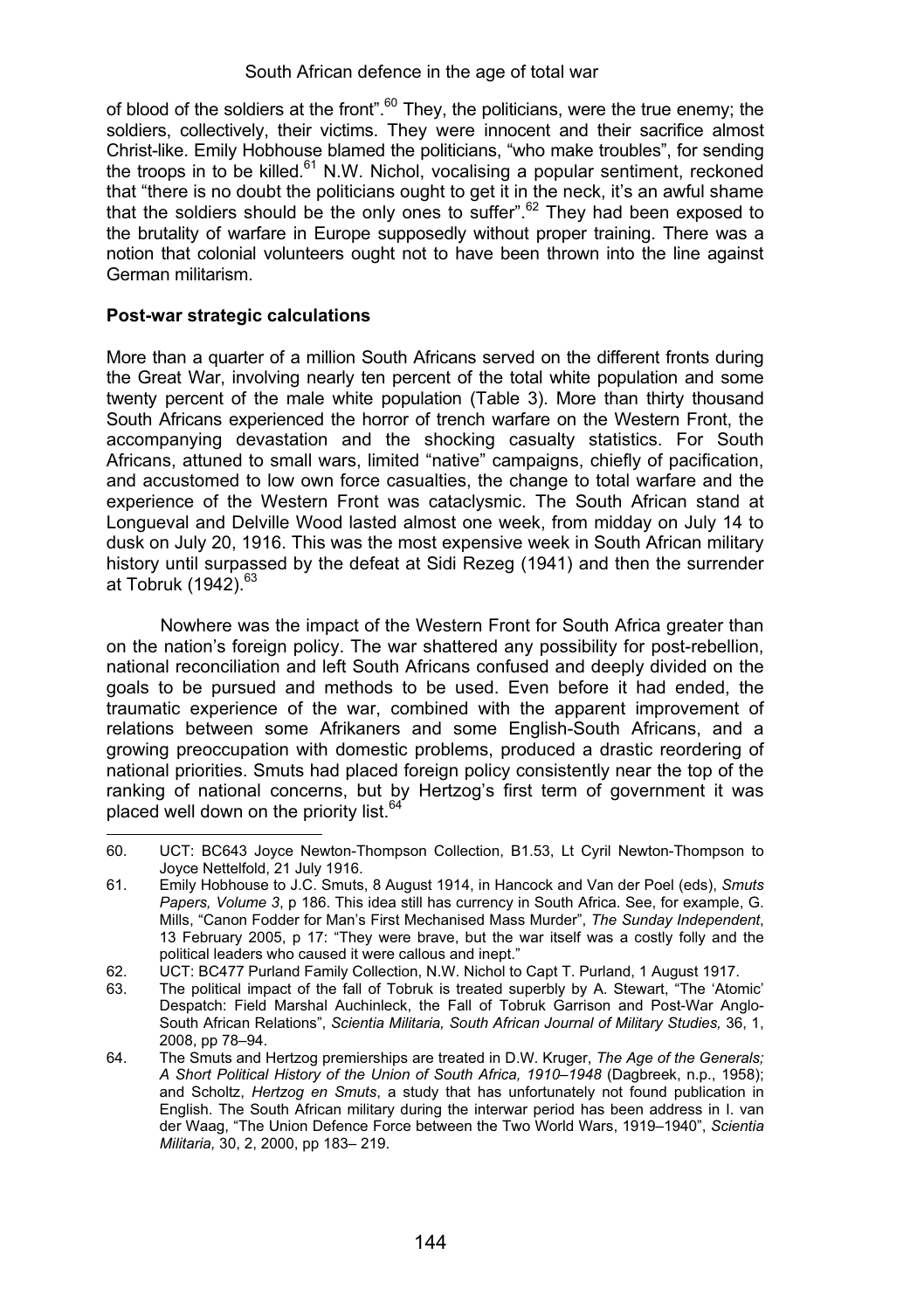of blood of the soldiers at the front".[60] They, the politicians, were the true enemy; the soldiers, collectively, their victims. They were innocent and their sacrifice almost Christ-like. Emily Hobhouse blamed the politicians, "who make troubles", for sending the troops in to be killed.[61] N.W. Nichol, vocalising a popular sentiment, reckoned that "there is no doubt the politicians ought to get it in the neck, it's an awful shame that the soldiers should be the only ones to suffer".[62] They had been exposed to the brutality of warfare in Europe supposedly without proper training. There was a notion that colonial volunteers ought not to have been thrown into the line against German militarism.

**Post-war strategic calculations**

More than a quarter of a million South Africans served on the different fronts during the Great War, involving nearly ten percent of the total white population and some twenty percent of the male white population (Table 3). More than thirty thousand South Africans experienced the horror of trench warfare on the Western Front, the accompanying devastation and the shocking casualty statistics. For South Africans, attuned to small wars, limited "native" campaigns, chiefly of pacification, and accustomed to low own force casualties, the change to total warfare and the experience of the Western Front was cataclysmic. The South African stand at Longueval and Delville Wood lasted almost one week, from midday on July 14 to dusk on July 20, 1916. This was the most expensive week in South African military history until surpassed by the defeat at Sidi Rezeg (1941) and then the surrender at Tobruk (1942).[63]

Nowhere was the impact of the Western Front for South Africa greater than on the nation's foreign policy. The war shattered any possibility for post-rebellion, national reconciliation and left South Africans confused and deeply divided on the goals to be pursued and methods to be used. Even before it had ended, the traumatic experience of the war, combined with the apparent improvement of relations between some Afrikaners and some English-South Africans, and a growing preoccupation with domestic problems, produced a drastic reordering of national priorities. Smuts had placed foreign policy consistently near the top of the ranking of national concerns, but by Hertzog's first term of government it was placed well down on the priority list.[64]

60. UCT: BC643 Joyce Newton-Thompson Collection, B1.53, Lt Cyril Newton-Thompson to Joyce Nettelfold, 21 July 1916.
61. Emily Hobhouse to J.C. Smuts, 8 August 1914, in Hancock and Van der Poel (eds), *Smuts Papers, Volume 3*, p 186. This idea still has currency in South Africa. See, for example, G. Mills, "Canon Fodder for Man's First Mechanised Mass Murder", *The Sunday Independent*, 13 February 2005, p 17: "They were brave, but the war itself was a costly folly and the political leaders who caused it were callous and inept."
62. UCT: BC477 Purland Family Collection, N.W. Nichol to Capt T. Purland, 1 August 1917.
63. The political impact of the fall of Tobruk is treated superbly by A. Stewart, "The 'Atomic' Despatch: Field Marshal Auchinleck, the Fall of Tobruk Garrison and Post-War Anglo-South African Relations", *Scientia Militaria, South African Journal of Military Studies,* 36, 1, 2008, pp 78–94.
64. The Smuts and Hertzog premierships are treated in D.W. Kruger, *The Age of the Generals; A Short Political History of the Union of South Africa, 1910–1948* (Dagbreek, n.p., 1958); and Scholtz, *Hertzog en Smuts*, a study that has unfortunately not found publication in English. The South African military during the interwar period has been address in I. van der Waag, "The Union Defence Force between the Two World Wars, 1919–1940", *Scientia Militaria,* 30, 2, 2000, pp 183– 219.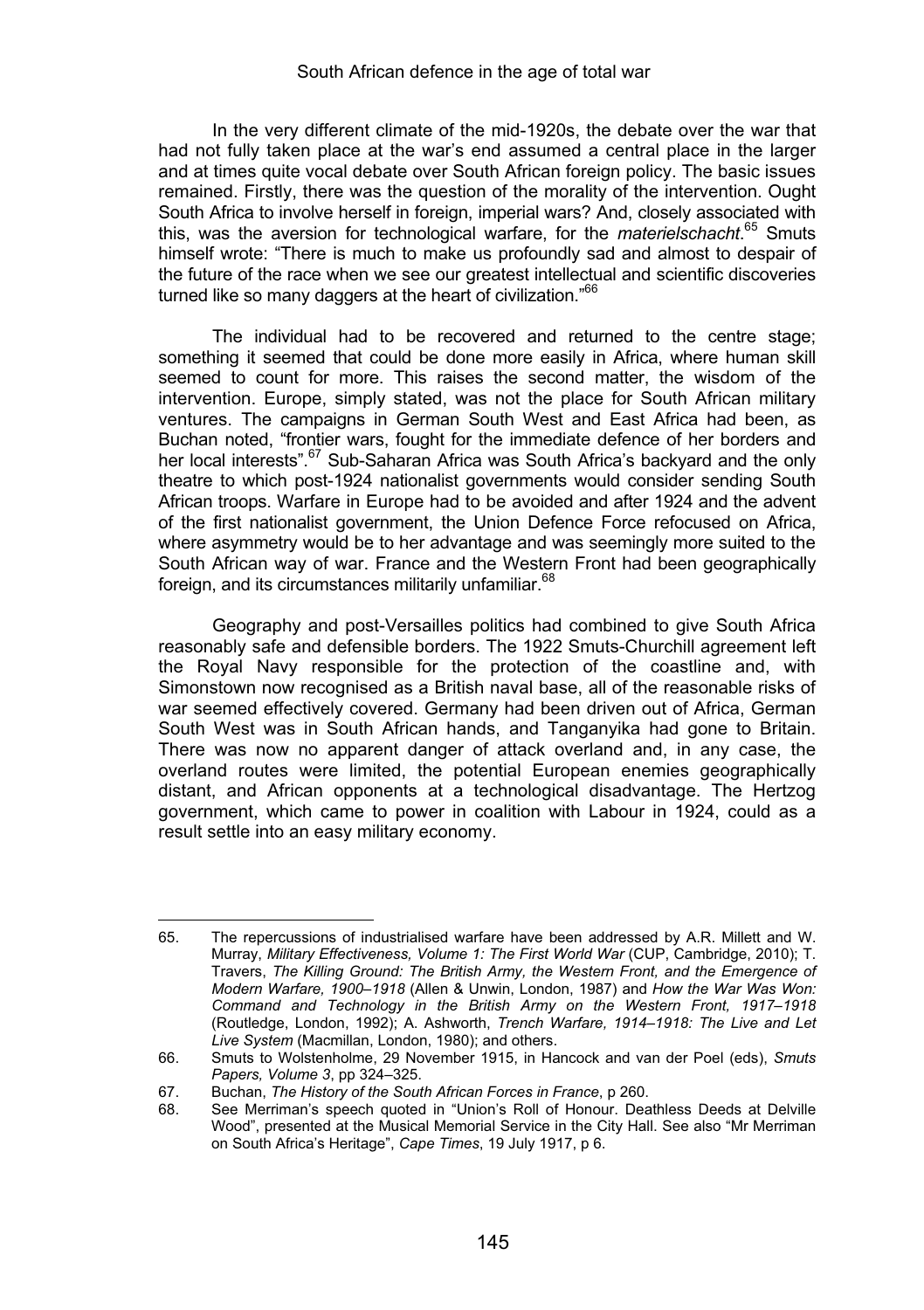In the very different climate of the mid-1920s, the debate over the war that had not fully taken place at the war's end assumed a central place in the larger and at times quite vocal debate over South African foreign policy. The basic issues remained. Firstly, there was the question of the morality of the intervention. Ought South Africa to involve herself in foreign, imperial wars? And, closely associated with this, was the aversion for technological warfare, for the *materielschacht*.[65] Smuts himself wrote: "There is much to make us profoundly sad and almost to despair of the future of the race when we see our greatest intellectual and scientific discoveries turned like so many daggers at the heart of civilization."[66]

The individual had to be recovered and returned to the centre stage; something it seemed that could be done more easily in Africa, where human skill seemed to count for more. This raises the second matter, the wisdom of the intervention. Europe, simply stated, was not the place for South African military ventures. The campaigns in German South West and East Africa had been, as Buchan noted, "frontier wars, fought for the immediate defence of her borders and her local interests".[67] Sub-Saharan Africa was South Africa's backyard and the only theatre to which post-1924 nationalist governments would consider sending South African troops. Warfare in Europe had to be avoided and after 1924 and the advent of the first nationalist government, the Union Defence Force refocused on Africa, where asymmetry would be to her advantage and was seemingly more suited to the South African way of war. France and the Western Front had been geographically foreign, and its circumstances militarily unfamiliar.[68]

Geography and post-Versailles politics had combined to give South Africa reasonably safe and defensible borders. The 1922 Smuts-Churchill agreement left the Royal Navy responsible for the protection of the coastline and, with Simonstown now recognised as a British naval base, all of the reasonable risks of war seemed effectively covered. Germany had been driven out of Africa, German South West was in South African hands, and Tanganyika had gone to Britain. There was now no apparent danger of attack overland and, in any case, the overland routes were limited, the potential European enemies geographically distant, and African opponents at a technological disadvantage. The Hertzog government, which came to power in coalition with Labour in 1924, could as a result settle into an easy military economy.

---

65. The repercussions of industrialised warfare have been addressed by A.R. Millett and W. Murray, *Military Effectiveness, Volume 1: The First World War* (CUP, Cambridge, 2010); T. Travers, *The Killing Ground: The British Army, the Western Front, and the Emergence of Modern Warfare, 1900–1918* (Allen & Unwin, London, 1987) and *How the War Was Won: Command and Technology in the British Army on the Western Front, 1917–1918* (Routledge, London, 1992); A. Ashworth, *Trench Warfare, 1914–1918: The Live and Let Live System* (Macmillan, London, 1980); and others.
66. Smuts to Wolstenholme, 29 November 1915, in Hancock and van der Poel (eds), *Smuts Papers, Volume 3*, pp 324–325.
67. Buchan, *The History of the South African Forces in France*, p 260.
68. See Merriman's speech quoted in "Union's Roll of Honour. Deathless Deeds at Delville Wood", presented at the Musical Memorial Service in the City Hall. See also "Mr Merriman on South Africa's Heritage", *Cape Times*, 19 July 1917, p 6.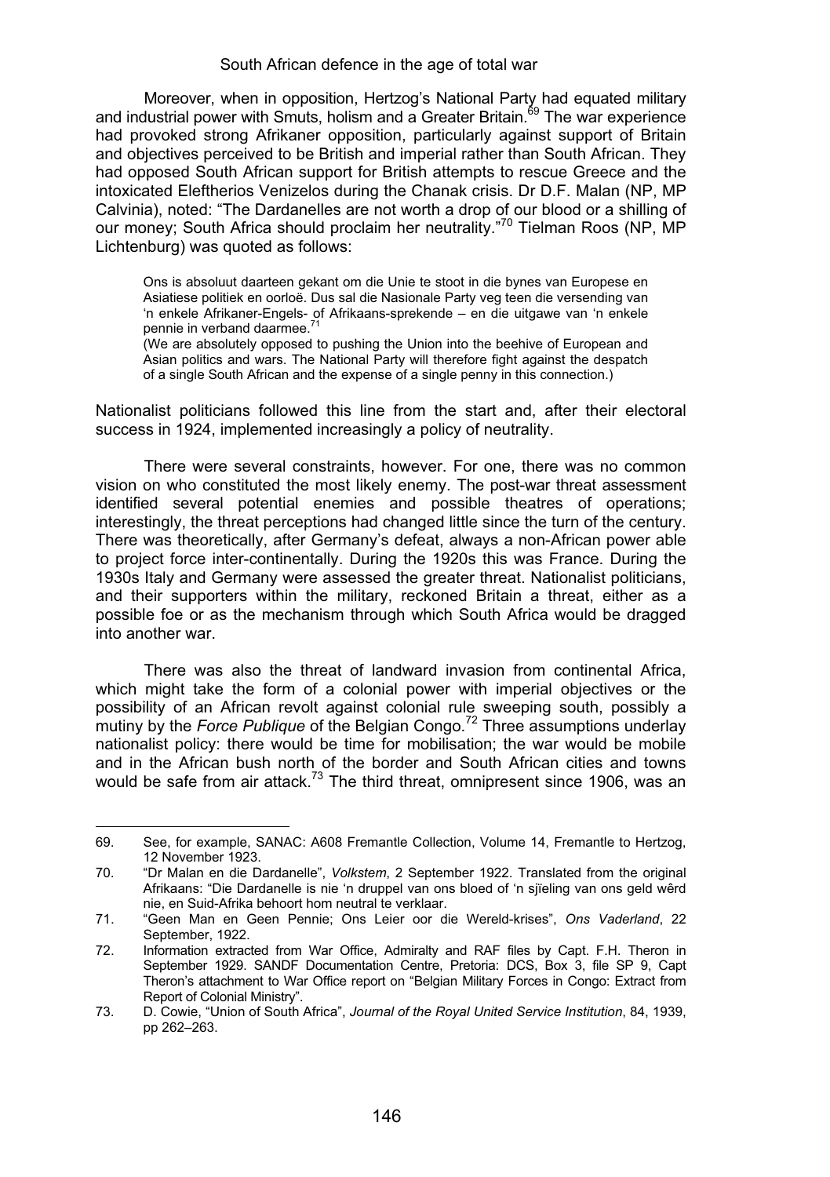Moreover, when in opposition, Hertzog's National Party had equated military and industrial power with Smuts, holism and a Greater Britain.[69] The war experience had provoked strong Afrikaner opposition, particularly against support of Britain and objectives perceived to be British and imperial rather than South African. They had opposed South African support for British attempts to rescue Greece and the intoxicated Eleftherios Venizelos during the Chanak crisis. Dr D.F. Malan (NP, MP Calvinia), noted: "The Dardanelles are not worth a drop of our blood or a shilling of our money; South Africa should proclaim her neutrality."[70] Tielman Roos (NP, MP Lichtenburg) was quoted as follows:

> Ons is absoluut daarteen gekant om die Unie te stoot in die bynes van Europese en Asiatiese politiek en oorloë. Dus sal die Nasionale Party veg teen die versending van 'n enkele Afrikaner-Engels- of Afrikaans-sprekende – en die uitgawe van 'n enkele pennie in verband daarmee.[71]
>
> (We are absolutely opposed to pushing the Union into the beehive of European and Asian politics and wars. The National Party will therefore fight against the despatch of a single South African and the expense of a single penny in this connection.)

Nationalist politicians followed this line from the start and, after their electoral success in 1924, implemented increasingly a policy of neutrality.

There were several constraints, however. For one, there was no common vision on who constituted the most likely enemy. The post-war threat assessment identified several potential enemies and possible theatres of operations; interestingly, the threat perceptions had changed little since the turn of the century. There was theoretically, after Germany's defeat, always a non-African power able to project force inter-continentally. During the 1920s this was France. During the 1930s Italy and Germany were assessed the greater threat. Nationalist politicians, and their supporters within the military, reckoned Britain a threat, either as a possible foe or as the mechanism through which South Africa would be dragged into another war.

There was also the threat of landward invasion from continental Africa, which might take the form of a colonial power with imperial objectives or the possibility of an African revolt against colonial rule sweeping south, possibly a mutiny by the *Force Publique* of the Belgian Congo.[72] Three assumptions underlay nationalist policy: there would be time for mobilisation; the war would be mobile and in the African bush north of the border and South African cities and towns would be safe from air attack.[73] The third threat, omnipresent since 1906, was an

---

69. See, for example, SANAC: A608 Fremantle Collection, Volume 14, Fremantle to Hertzog, 12 November 1923.
70. "Dr Malan en die Dardanelle", *Volkstem*, 2 September 1922. Translated from the original Afrikaans: "Die Dardanelle is nie 'n druppel van ons bloed of 'n sjïeling van ons geld wêrd nie, en Suid-Afrika behoort hom neutral te verklaar.
71. "Geen Man en Geen Pennie; Ons Leier oor die Wereld-krises", *Ons Vaderland*, 22 September, 1922.
72. Information extracted from War Office, Admiralty and RAF files by Capt. F.H. Theron in September 1929. SANDF Documentation Centre, Pretoria: DCS, Box 3, file SP 9, Capt Theron's attachment to War Office report on "Belgian Military Forces in Congo: Extract from Report of Colonial Ministry".
73. D. Cowie, "Union of South Africa", *Journal of the Royal United Service Institution*, 84, 1939, pp 262–263.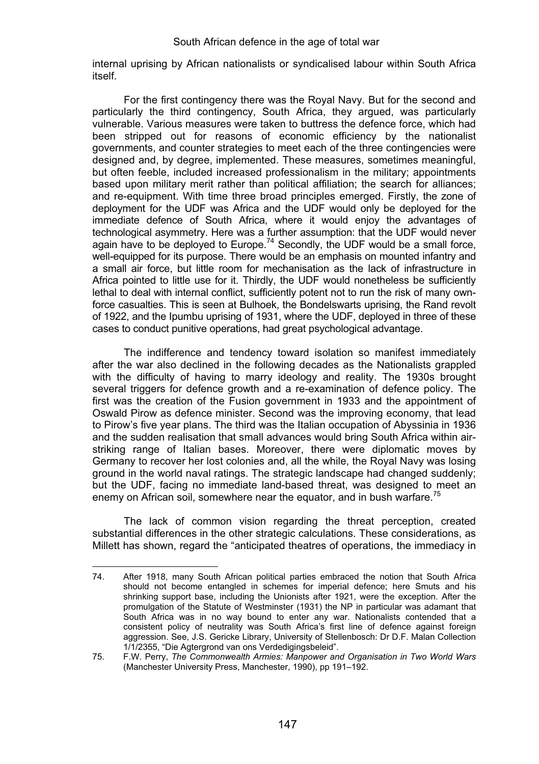internal uprising by African nationalists or syndicalised labour within South Africa itself.

For the first contingency there was the Royal Navy. But for the second and particularly the third contingency, South Africa, they argued, was particularly vulnerable. Various measures were taken to buttress the defence force, which had been stripped out for reasons of economic efficiency by the nationalist governments, and counter strategies to meet each of the three contingencies were designed and, by degree, implemented. These measures, sometimes meaningful, but often feeble, included increased professionalism in the military; appointments based upon military merit rather than political affiliation; the search for alliances; and re-equipment. With time three broad principles emerged. Firstly, the zone of deployment for the UDF was Africa and the UDF would only be deployed for the immediate defence of South Africa, where it would enjoy the advantages of technological asymmetry. Here was a further assumption: that the UDF would never again have to be deployed to Europe.[74] Secondly, the UDF would be a small force, well-equipped for its purpose. There would be an emphasis on mounted infantry and a small air force, but little room for mechanisation as the lack of infrastructure in Africa pointed to little use for it. Thirdly, the UDF would nonetheless be sufficiently lethal to deal with internal conflict, sufficiently potent not to run the risk of many own-force casualties. This is seen at Bulhoek, the Bondelswarts uprising, the Rand revolt of 1922, and the Ipumbu uprising of 1931, where the UDF, deployed in three of these cases to conduct punitive operations, had great psychological advantage.

The indifference and tendency toward isolation so manifest immediately after the war also declined in the following decades as the Nationalists grappled with the difficulty of having to marry ideology and reality. The 1930s brought several triggers for defence growth and a re-examination of defence policy. The first was the creation of the Fusion government in 1933 and the appointment of Oswald Pirow as defence minister. Second was the improving economy, that lead to Pirow's five year plans. The third was the Italian occupation of Abyssinia in 1936 and the sudden realisation that small advances would bring South Africa within air-striking range of Italian bases. Moreover, there were diplomatic moves by Germany to recover her lost colonies and, all the while, the Royal Navy was losing ground in the world naval ratings. The strategic landscape had changed suddenly; but the UDF, facing no immediate land-based threat, was designed to meet an enemy on African soil, somewhere near the equator, and in bush warfare.[75]

The lack of common vision regarding the threat perception, created substantial differences in the other strategic calculations. These considerations, as Millett has shown, regard the "anticipated theatres of operations, the immediacy in

---

74. After 1918, many South African political parties embraced the notion that South Africa should not become entangled in schemes for imperial defence; here Smuts and his shrinking support base, including the Unionists after 1921, were the exception. After the promulgation of the Statute of Westminster (1931) the NP in particular was adamant that South Africa was in no way bound to enter any war. Nationalists contended that a consistent policy of neutrality was South Africa's first line of defence against foreign aggression. See, J.S. Gericke Library, University of Stellenbosch: Dr D.F. Malan Collection 1/1/2355, "Die Agtergrond van ons Verdedigingsbeleid".

75. F.W. Perry, *The Commonwealth Armies: Manpower and Organisation in Two World Wars* (Manchester University Press, Manchester, 1990), pp 191–192.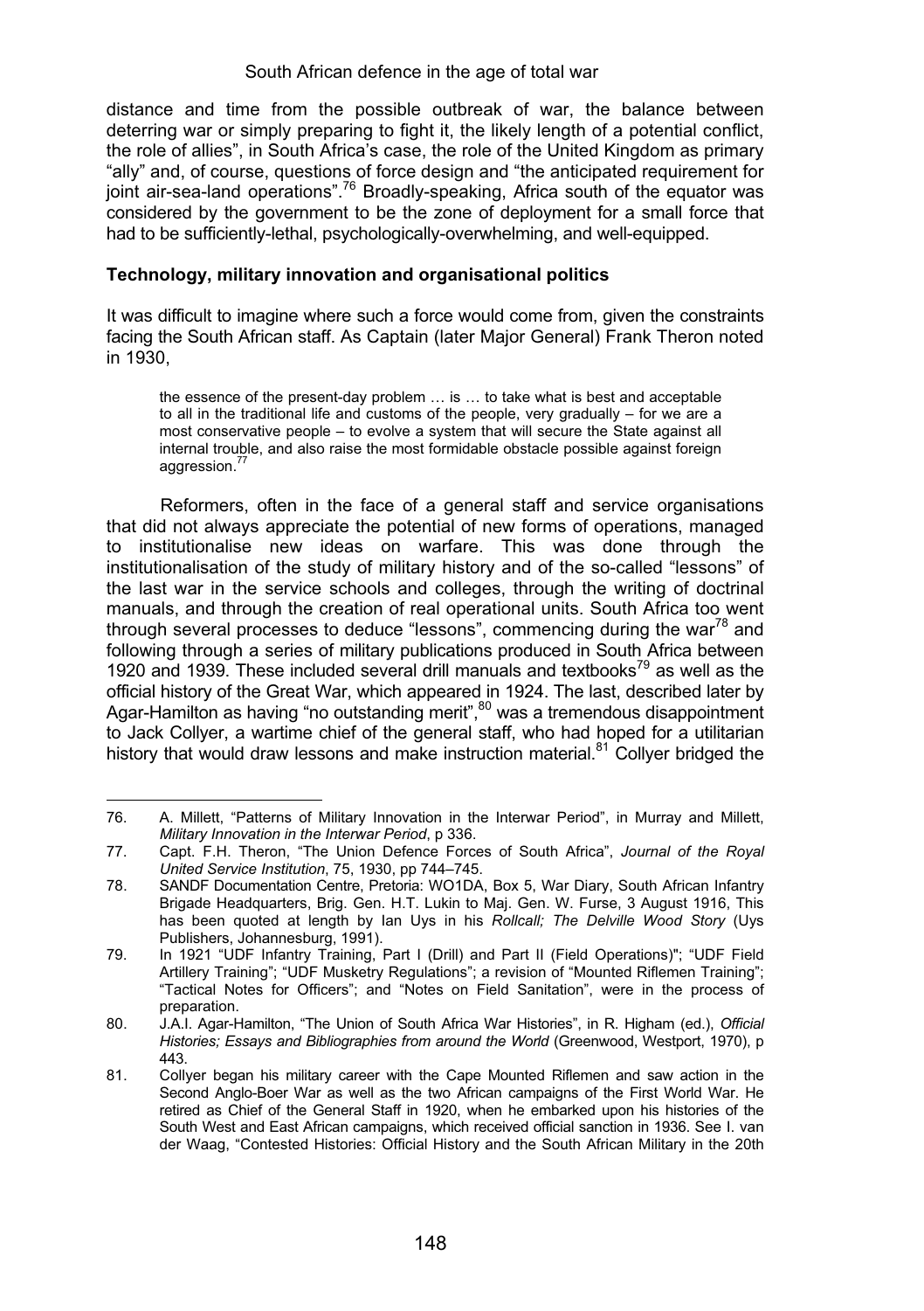distance and time from the possible outbreak of war, the balance between deterring war or simply preparing to fight it, the likely length of a potential conflict, the role of allies", in South Africa's case, the role of the United Kingdom as primary "ally" and, of course, questions of force design and "the anticipated requirement for joint air-sea-land operations".[76] Broadly-speaking, Africa south of the equator was considered by the government to be the zone of deployment for a small force that had to be sufficiently-lethal, psychologically-overwhelming, and well-equipped.

### Technology, military innovation and organisational politics

It was difficult to imagine where such a force would come from, given the constraints facing the South African staff. As Captain (later Major General) Frank Theron noted in 1930,

> the essence of the present-day problem … is … to take what is best and acceptable to all in the traditional life and customs of the people, very gradually – for we are a most conservative people – to evolve a system that will secure the State against all internal trouble, and also raise the most formidable obstacle possible against foreign aggression.[77]

Reformers, often in the face of a general staff and service organisations that did not always appreciate the potential of new forms of operations, managed to institutionalise new ideas on warfare. This was done through the institutionalisation of the study of military history and of the so-called "lessons" of the last war in the service schools and colleges, through the writing of doctrinal manuals, and through the creation of real operational units. South Africa too went through several processes to deduce "lessons", commencing during the war[78] and following through a series of military publications produced in South Africa between 1920 and 1939. These included several drill manuals and textbooks[79] as well as the official history of the Great War, which appeared in 1924. The last, described later by Agar-Hamilton as having "no outstanding merit",[80] was a tremendous disappointment to Jack Collyer, a wartime chief of the general staff, who had hoped for a utilitarian history that would draw lessons and make instruction material.[81] Collyer bridged the

---

76. A. Millett, "Patterns of Military Innovation in the Interwar Period", in Murray and Millett, *Military Innovation in the Interwar Period*, p 336.
77. Capt. F.H. Theron, "The Union Defence Forces of South Africa", *Journal of the Royal United Service Institution*, 75, 1930, pp 744–745.
78. SANDF Documentation Centre, Pretoria: WO1DA, Box 5, War Diary, South African Infantry Brigade Headquarters, Brig. Gen. H.T. Lukin to Maj. Gen. W. Furse, 3 August 1916, This has been quoted at length by Ian Uys in his *Rollcall; The Delville Wood Story* (Uys Publishers, Johannesburg, 1991).
79. In 1921 "UDF Infantry Training, Part I (Drill) and Part II (Field Operations)"; "UDF Field Artillery Training"; "UDF Musketry Regulations"; a revision of "Mounted Riflemen Training"; "Tactical Notes for Officers"; and "Notes on Field Sanitation", were in the process of preparation.
80. J.A.I. Agar-Hamilton, "The Union of South Africa War Histories", in R. Higham (ed.), *Official Histories; Essays and Bibliographies from around the World* (Greenwood, Westport, 1970), p 443.
81. Collyer began his military career with the Cape Mounted Riflemen and saw action in the Second Anglo-Boer War as well as the two African campaigns of the First World War. He retired as Chief of the General Staff in 1920, when he embarked upon his histories of the South West and East African campaigns, which received official sanction in 1936. See I. van der Waag, "Contested Histories: Official History and the South African Military in the 20th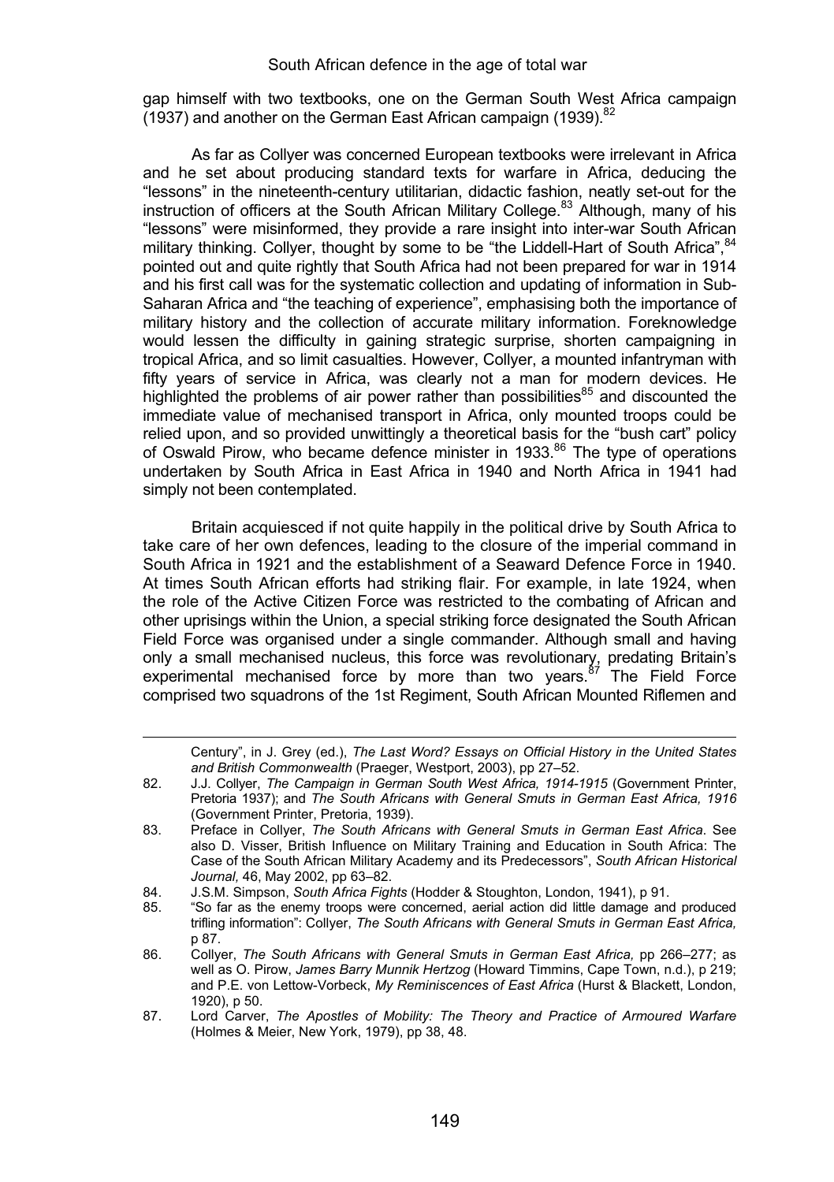gap himself with two textbooks, one on the German South West Africa campaign (1937) and another on the German East African campaign (1939).[82]

As far as Collyer was concerned European textbooks were irrelevant in Africa and he set about producing standard texts for warfare in Africa, deducing the "lessons" in the nineteenth-century utilitarian, didactic fashion, neatly set-out for the instruction of officers at the South African Military College.[83] Although, many of his "lessons" were misinformed, they provide a rare insight into inter-war South African military thinking. Collyer, thought by some to be "the Liddell-Hart of South Africa",[84] pointed out and quite rightly that South Africa had not been prepared for war in 1914 and his first call was for the systematic collection and updating of information in Sub-Saharan Africa and "the teaching of experience", emphasising both the importance of military history and the collection of accurate military information. Foreknowledge would lessen the difficulty in gaining strategic surprise, shorten campaigning in tropical Africa, and so limit casualties. However, Collyer, a mounted infantryman with fifty years of service in Africa, was clearly not a man for modern devices. He highlighted the problems of air power rather than possibilities[85] and discounted the immediate value of mechanised transport in Africa, only mounted troops could be relied upon, and so provided unwittingly a theoretical basis for the "bush cart" policy of Oswald Pirow, who became defence minister in 1933.[86] The type of operations undertaken by South Africa in East Africa in 1940 and North Africa in 1941 had simply not been contemplated.

Britain acquiesced if not quite happily in the political drive by South Africa to take care of her own defences, leading to the closure of the imperial command in South Africa in 1921 and the establishment of a Seaward Defence Force in 1940. At times South African efforts had striking flair. For example, in late 1924, when the role of the Active Citizen Force was restricted to the combating of African and other uprisings within the Union, a special striking force designated the South African Field Force was organised under a single commander. Although small and having only a small mechanised nucleus, this force was revolutionary, predating Britain's experimental mechanised force by more than two years.[87] The Field Force comprised two squadrons of the 1st Regiment, South African Mounted Riflemen and

---

Century", in J. Grey (ed.), *The Last Word? Essays on Official History in the United States and British Commonwealth* (Praeger, Westport, 2003), pp 27–52.

82. J.J. Collyer, *The Campaign in German South West Africa, 1914-1915* (Government Printer, Pretoria 1937); and *The South Africans with General Smuts in German East Africa, 1916* (Government Printer, Pretoria, 1939).
83. Preface in Collyer, *The South Africans with General Smuts in German East Africa*. See also D. Visser, British Influence on Military Training and Education in South Africa: The Case of the South African Military Academy and its Predecessors", *South African Historical Journal,* 46, May 2002, pp 63–82.
84. J.S.M. Simpson, *South Africa Fights* (Hodder & Stoughton, London, 1941), p 91.
85. "So far as the enemy troops were concerned, aerial action did little damage and produced trifling information": Collyer, *The South Africans with General Smuts in German East Africa,* p 87.
86. Collyer, *The South Africans with General Smuts in German East Africa,* pp 266–277; as well as O. Pirow, *James Barry Munnik Hertzog* (Howard Timmins, Cape Town, n.d.), p 219; and P.E. von Lettow-Vorbeck, *My Reminiscences of East Africa* (Hurst & Blackett, London, 1920), p 50.
87. Lord Carver, *The Apostles of Mobility: The Theory and Practice of Armoured Warfare* (Holmes & Meier, New York, 1979), pp 38, 48.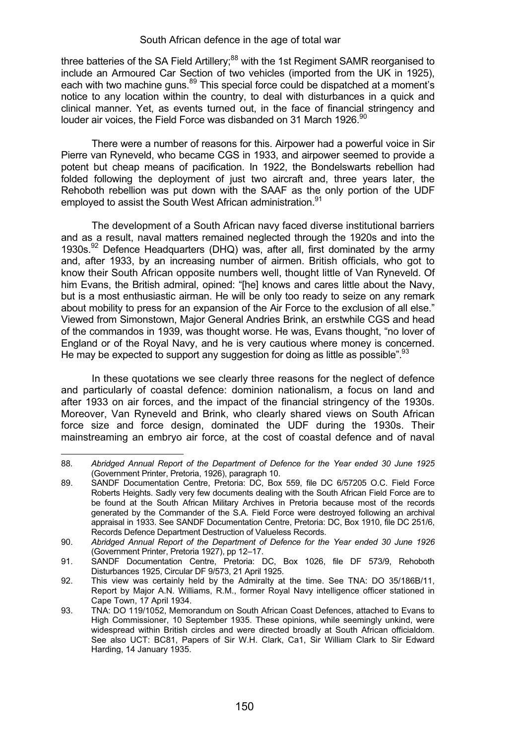three batteries of the SA Field Artillery;[88] with the 1st Regiment SAMR reorganised to include an Armoured Car Section of two vehicles (imported from the UK in 1925), each with two machine guns.[89] This special force could be dispatched at a moment's notice to any location within the country, to deal with disturbances in a quick and clinical manner. Yet, as events turned out, in the face of financial stringency and louder air voices, the Field Force was disbanded on 31 March 1926.[90]

There were a number of reasons for this. Airpower had a powerful voice in Sir Pierre van Ryneveld, who became CGS in 1933, and airpower seemed to provide a potent but cheap means of pacification. In 1922, the Bondelswarts rebellion had folded following the deployment of just two aircraft and, three years later, the Rehoboth rebellion was put down with the SAAF as the only portion of the UDF employed to assist the South West African administration.[91]

The development of a South African navy faced diverse institutional barriers and as a result, naval matters remained neglected through the 1920s and into the 1930s.[92] Defence Headquarters (DHQ) was, after all, first dominated by the army and, after 1933, by an increasing number of airmen. British officials, who got to know their South African opposite numbers well, thought little of Van Ryneveld. Of him Evans, the British admiral, opined: "[he] knows and cares little about the Navy, but is a most enthusiastic airman. He will be only too ready to seize on any remark about mobility to press for an expansion of the Air Force to the exclusion of all else." Viewed from Simonstown, Major General Andries Brink, an erstwhile CGS and head of the commandos in 1939, was thought worse. He was, Evans thought, "no lover of England or of the Royal Navy, and he is very cautious where money is concerned. He may be expected to support any suggestion for doing as little as possible".[93]

In these quotations we see clearly three reasons for the neglect of defence and particularly of coastal defence: dominion nationalism, a focus on land and after 1933 on air forces, and the impact of the financial stringency of the 1930s. Moreover, Van Ryneveld and Brink, who clearly shared views on South African force size and force design, dominated the UDF during the 1930s. Their mainstreaming an embryo air force, at the cost of coastal defence and of naval

---

88. *Abridged Annual Report of the Department of Defence for the Year ended 30 June 1925* (Government Printer, Pretoria, 1926), paragraph 10.
89. SANDF Documentation Centre, Pretoria: DC, Box 559, file DC 6/57205 O.C. Field Force Roberts Heights. Sadly very few documents dealing with the South African Field Force are to be found at the South African Military Archives in Pretoria because most of the records generated by the Commander of the S.A. Field Force were destroyed following an archival appraisal in 1933. See SANDF Documentation Centre, Pretoria: DC, Box 1910, file DC 251/6, Records Defence Department Destruction of Valueless Records.
90. *Abridged Annual Report of the Department of Defence for the Year ended 30 June 1926* (Government Printer, Pretoria 1927), pp 12–17.
91. SANDF Documentation Centre, Pretoria: DC, Box 1026, file DF 573/9, Rehoboth Disturbances 1925, Circular DF 9/573, 21 April 1925.
92. This view was certainly held by the Admiralty at the time. See TNA: DO 35/186B/11, Report by Major A.N. Williams, R.M., former Royal Navy intelligence officer stationed in Cape Town, 17 April 1934.
93. TNA: DO 119/1052, Memorandum on South African Coast Defences, attached to Evans to High Commissioner, 10 September 1935. These opinions, while seemingly unkind, were widespread within British circles and were directed broadly at South African officialdom. See also UCT: BC81, Papers of Sir W.H. Clark, Ca1, Sir William Clark to Sir Edward Harding, 14 January 1935.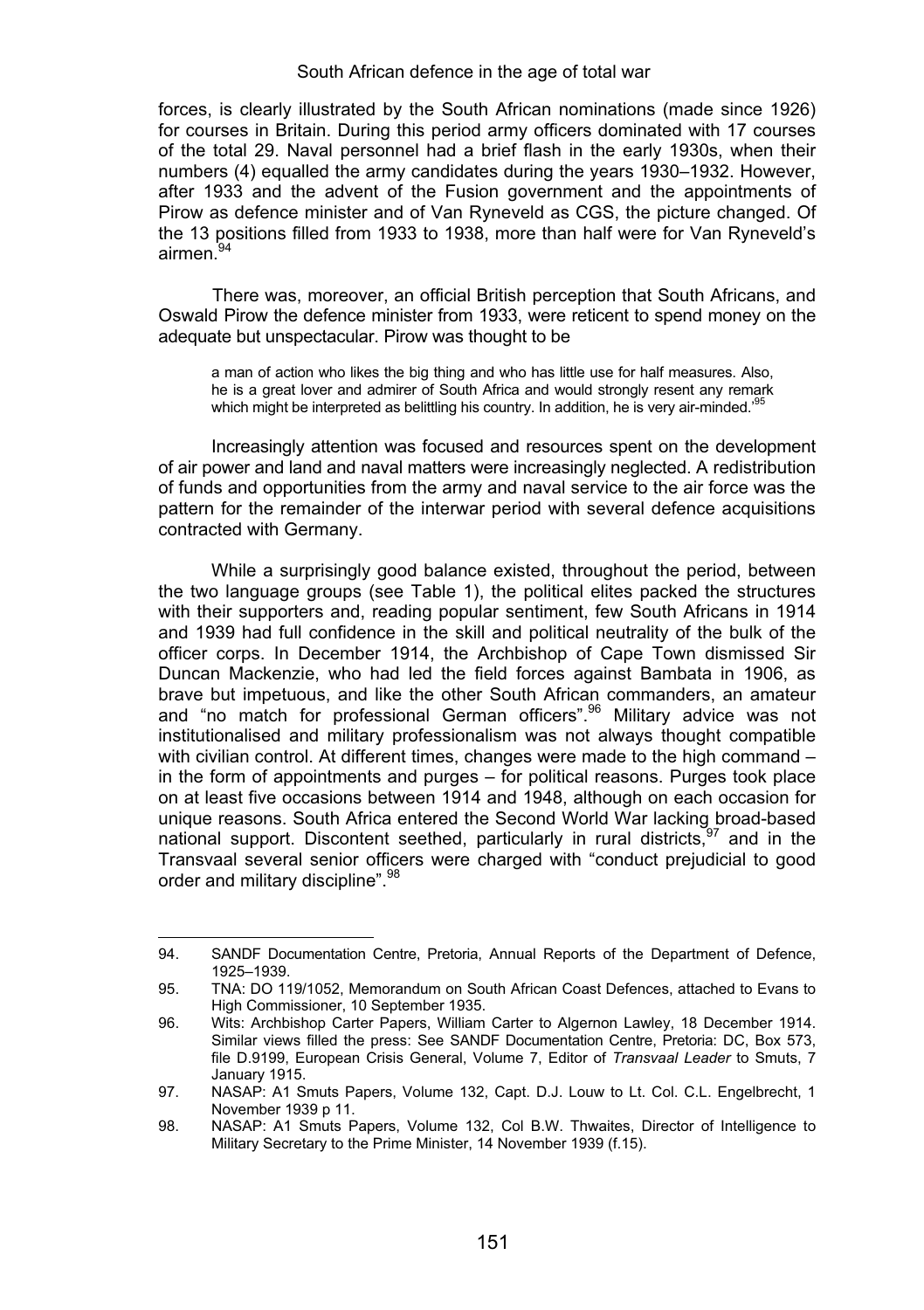forces, is clearly illustrated by the South African nominations (made since 1926) for courses in Britain. During this period army officers dominated with 17 courses of the total 29. Naval personnel had a brief flash in the early 1930s, when their numbers (4) equalled the army candidates during the years 1930–1932. However, after 1933 and the advent of the Fusion government and the appointments of Pirow as defence minister and of Van Ryneveld as CGS, the picture changed. Of the 13 positions filled from 1933 to 1938, more than half were for Van Ryneveld's airmen.[94]

There was, moreover, an official British perception that South Africans, and Oswald Pirow the defence minister from 1933, were reticent to spend money on the adequate but unspectacular. Pirow was thought to be

> a man of action who likes the big thing and who has little use for half measures. Also, he is a great lover and admirer of South Africa and would strongly resent any remark which might be interpreted as belittling his country. In addition, he is very air-minded.'[95]

Increasingly attention was focused and resources spent on the development of air power and land and naval matters were increasingly neglected. A redistribution of funds and opportunities from the army and naval service to the air force was the pattern for the remainder of the interwar period with several defence acquisitions contracted with Germany.

While a surprisingly good balance existed, throughout the period, between the two language groups (see Table 1), the political elites packed the structures with their supporters and, reading popular sentiment, few South Africans in 1914 and 1939 had full confidence in the skill and political neutrality of the bulk of the officer corps. In December 1914, the Archbishop of Cape Town dismissed Sir Duncan Mackenzie, who had led the field forces against Bambata in 1906, as brave but impetuous, and like the other South African commanders, an amateur and "no match for professional German officers".[96] Military advice was not institutionalised and military professionalism was not always thought compatible with civilian control. At different times, changes were made to the high command – in the form of appointments and purges – for political reasons. Purges took place on at least five occasions between 1914 and 1948, although on each occasion for unique reasons. South Africa entered the Second World War lacking broad-based national support. Discontent seethed, particularly in rural districts,[97] and in the Transvaal several senior officers were charged with "conduct prejudicial to good order and military discipline".[98]

---

94. SANDF Documentation Centre, Pretoria, Annual Reports of the Department of Defence, 1925–1939.
95. TNA: DO 119/1052, Memorandum on South African Coast Defences, attached to Evans to High Commissioner, 10 September 1935.
96. Wits: Archbishop Carter Papers, William Carter to Algernon Lawley, 18 December 1914. Similar views filled the press: See SANDF Documentation Centre, Pretoria: DC, Box 573, file D.9199, European Crisis General, Volume 7, Editor of *Transvaal Leader* to Smuts, 7 January 1915.
97. NASAP: A1 Smuts Papers, Volume 132, Capt. D.J. Louw to Lt. Col. C.L. Engelbrecht, 1 November 1939 p 11.
98. NASAP: A1 Smuts Papers, Volume 132, Col B.W. Thwaites, Director of Intelligence to Military Secretary to the Prime Minister, 14 November 1939 (f.15).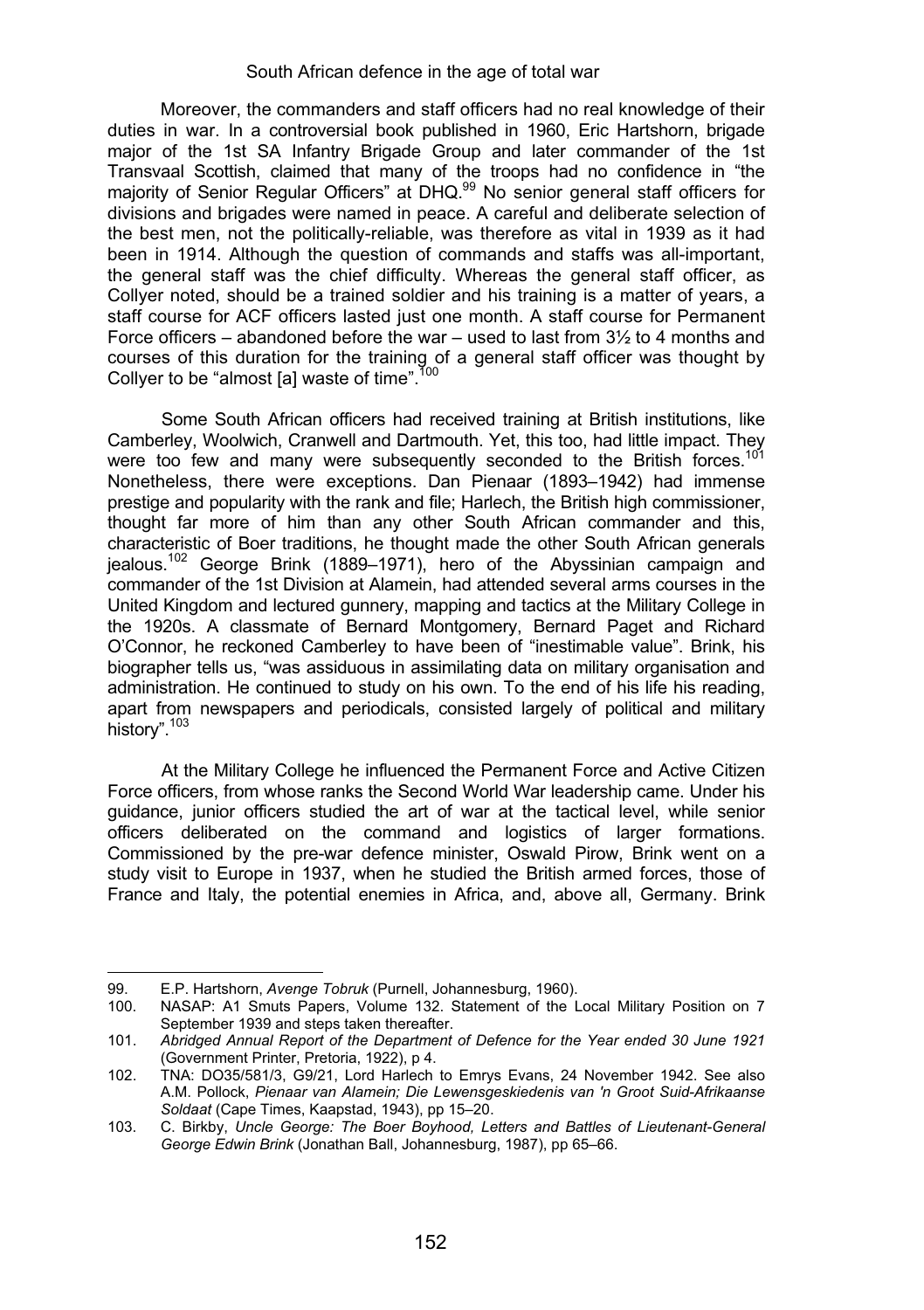Moreover, the commanders and staff officers had no real knowledge of their duties in war. In a controversial book published in 1960, Eric Hartshorn, brigade major of the 1st SA Infantry Brigade Group and later commander of the 1st Transvaal Scottish, claimed that many of the troops had no confidence in "the majority of Senior Regular Officers" at DHQ.[99] No senior general staff officers for divisions and brigades were named in peace. A careful and deliberate selection of the best men, not the politically-reliable, was therefore as vital in 1939 as it had been in 1914. Although the question of commands and staffs was all-important, the general staff was the chief difficulty. Whereas the general staff officer, as Collyer noted, should be a trained soldier and his training is a matter of years, a staff course for ACF officers lasted just one month. A staff course for Permanent Force officers – abandoned before the war – used to last from 3½ to 4 months and courses of this duration for the training of a general staff officer was thought by Collyer to be "almost [a] waste of time".[100]

Some South African officers had received training at British institutions, like Camberley, Woolwich, Cranwell and Dartmouth. Yet, this too, had little impact. They were too few and many were subsequently seconded to the British forces.[101] Nonetheless, there were exceptions. Dan Pienaar (1893–1942) had immense prestige and popularity with the rank and file; Harlech, the British high commissioner, thought far more of him than any other South African commander and this, characteristic of Boer traditions, he thought made the other South African generals jealous.[102] George Brink (1889–1971), hero of the Abyssinian campaign and commander of the 1st Division at Alamein, had attended several arms courses in the United Kingdom and lectured gunnery, mapping and tactics at the Military College in the 1920s. A classmate of Bernard Montgomery, Bernard Paget and Richard O'Connor, he reckoned Camberley to have been of "inestimable value". Brink, his biographer tells us, "was assiduous in assimilating data on military organisation and administration. He continued to study on his own. To the end of his life his reading, apart from newspapers and periodicals, consisted largely of political and military history".[103]

At the Military College he influenced the Permanent Force and Active Citizen Force officers, from whose ranks the Second World War leadership came. Under his guidance, junior officers studied the art of war at the tactical level, while senior officers deliberated on the command and logistics of larger formations. Commissioned by the pre-war defence minister, Oswald Pirow, Brink went on a study visit to Europe in 1937, when he studied the British armed forces, those of France and Italy, the potential enemies in Africa, and, above all, Germany. Brink

---

99. E.P. Hartshorn, *Avenge Tobruk* (Purnell, Johannesburg, 1960).
100. NASAP: A1 Smuts Papers, Volume 132. Statement of the Local Military Position on 7 September 1939 and steps taken thereafter.
101. *Abridged Annual Report of the Department of Defence for the Year ended 30 June 1921* (Government Printer, Pretoria, 1922), p 4.
102. TNA: DO35/581/3, G9/21, Lord Harlech to Emrys Evans, 24 November 1942. See also A.M. Pollock, *Pienaar van Alamein; Die Lewensgeskiedenis van 'n Groot Suid-Afrikaanse Soldaat* (Cape Times, Kaapstad, 1943), pp 15–20.
103. C. Birkby, *Uncle George: The Boer Boyhood, Letters and Battles of Lieutenant-General George Edwin Brink* (Jonathan Ball, Johannesburg, 1987), pp 65–66.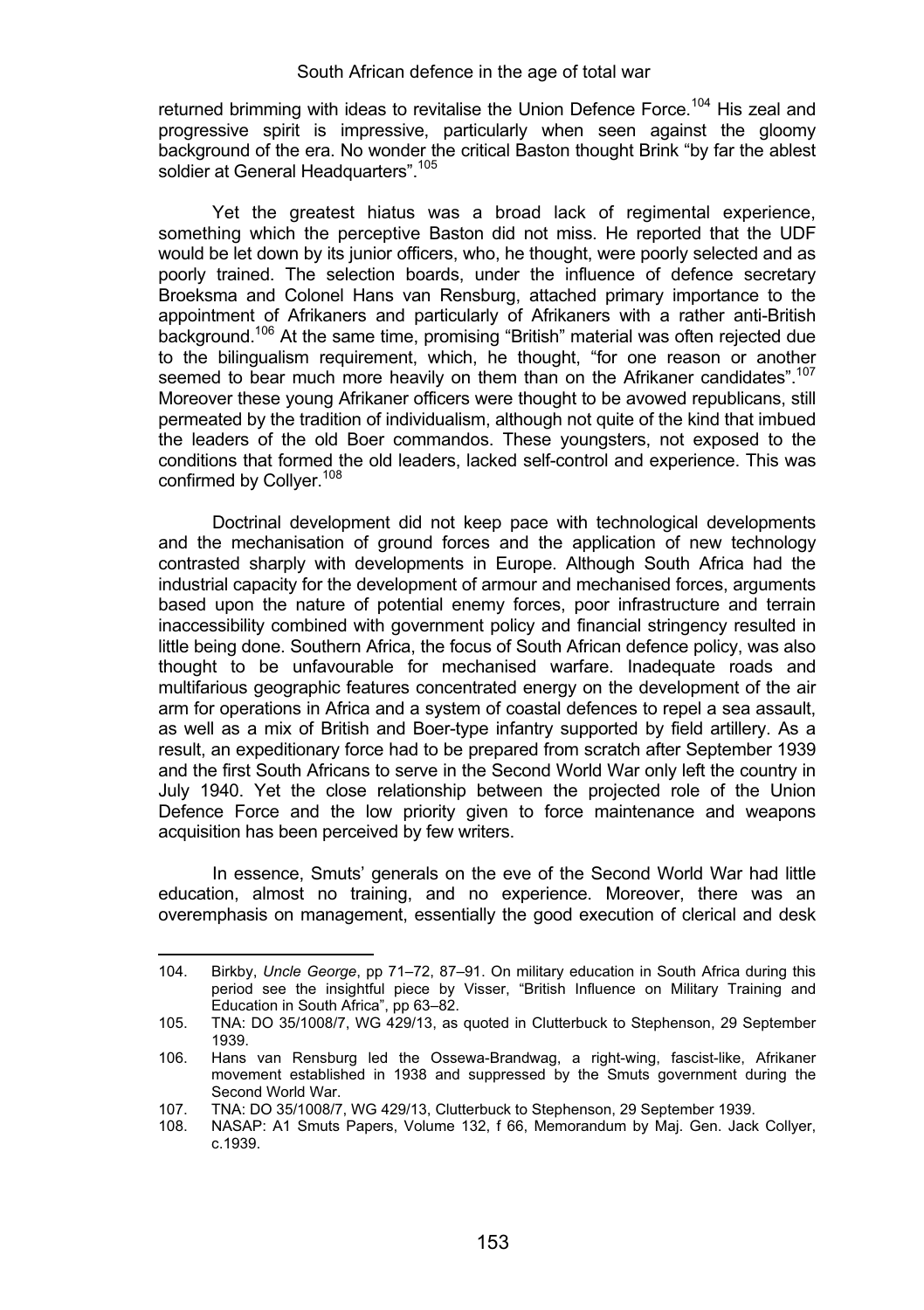returned brimming with ideas to revitalise the Union Defence Force.[104] His zeal and progressive spirit is impressive, particularly when seen against the gloomy background of the era. No wonder the critical Baston thought Brink "by far the ablest soldier at General Headquarters".[105]

Yet the greatest hiatus was a broad lack of regimental experience, something which the perceptive Baston did not miss. He reported that the UDF would be let down by its junior officers, who, he thought, were poorly selected and as poorly trained. The selection boards, under the influence of defence secretary Broeksma and Colonel Hans van Rensburg, attached primary importance to the appointment of Afrikaners and particularly of Afrikaners with a rather anti-British background.[106] At the same time, promising "British" material was often rejected due to the bilingualism requirement, which, he thought, "for one reason or another seemed to bear much more heavily on them than on the Afrikaner candidates".[107] Moreover these young Afrikaner officers were thought to be avowed republicans, still permeated by the tradition of individualism, although not quite of the kind that imbued the leaders of the old Boer commandos. These youngsters, not exposed to the conditions that formed the old leaders, lacked self-control and experience. This was confirmed by Collyer.[108]

Doctrinal development did not keep pace with technological developments and the mechanisation of ground forces and the application of new technology contrasted sharply with developments in Europe. Although South Africa had the industrial capacity for the development of armour and mechanised forces, arguments based upon the nature of potential enemy forces, poor infrastructure and terrain inaccessibility combined with government policy and financial stringency resulted in little being done. Southern Africa, the focus of South African defence policy, was also thought to be unfavourable for mechanised warfare. Inadequate roads and multifarious geographic features concentrated energy on the development of the air arm for operations in Africa and a system of coastal defences to repel a sea assault, as well as a mix of British and Boer-type infantry supported by field artillery. As a result, an expeditionary force had to be prepared from scratch after September 1939 and the first South Africans to serve in the Second World War only left the country in July 1940. Yet the close relationship between the projected role of the Union Defence Force and the low priority given to force maintenance and weapons acquisition has been perceived by few writers.

In essence, Smuts' generals on the eve of the Second World War had little education, almost no training, and no experience. Moreover, there was an overemphasis on management, essentially the good execution of clerical and desk

---

104. Birkby, *Uncle George*, pp 71–72, 87–91. On military education in South Africa during this period see the insightful piece by Visser, "British Influence on Military Training and Education in South Africa", pp 63–82.

105. TNA: DO 35/1008/7, WG 429/13, as quoted in Clutterbuck to Stephenson, 29 September 1939.

106. Hans van Rensburg led the Ossewa-Brandwag, a right-wing, fascist-like, Afrikaner movement established in 1938 and suppressed by the Smuts government during the Second World War.

107. TNA: DO 35/1008/7, WG 429/13, Clutterbuck to Stephenson, 29 September 1939.

108. NASAP: A1 Smuts Papers, Volume 132, f 66, Memorandum by Maj. Gen. Jack Collyer, c.1939.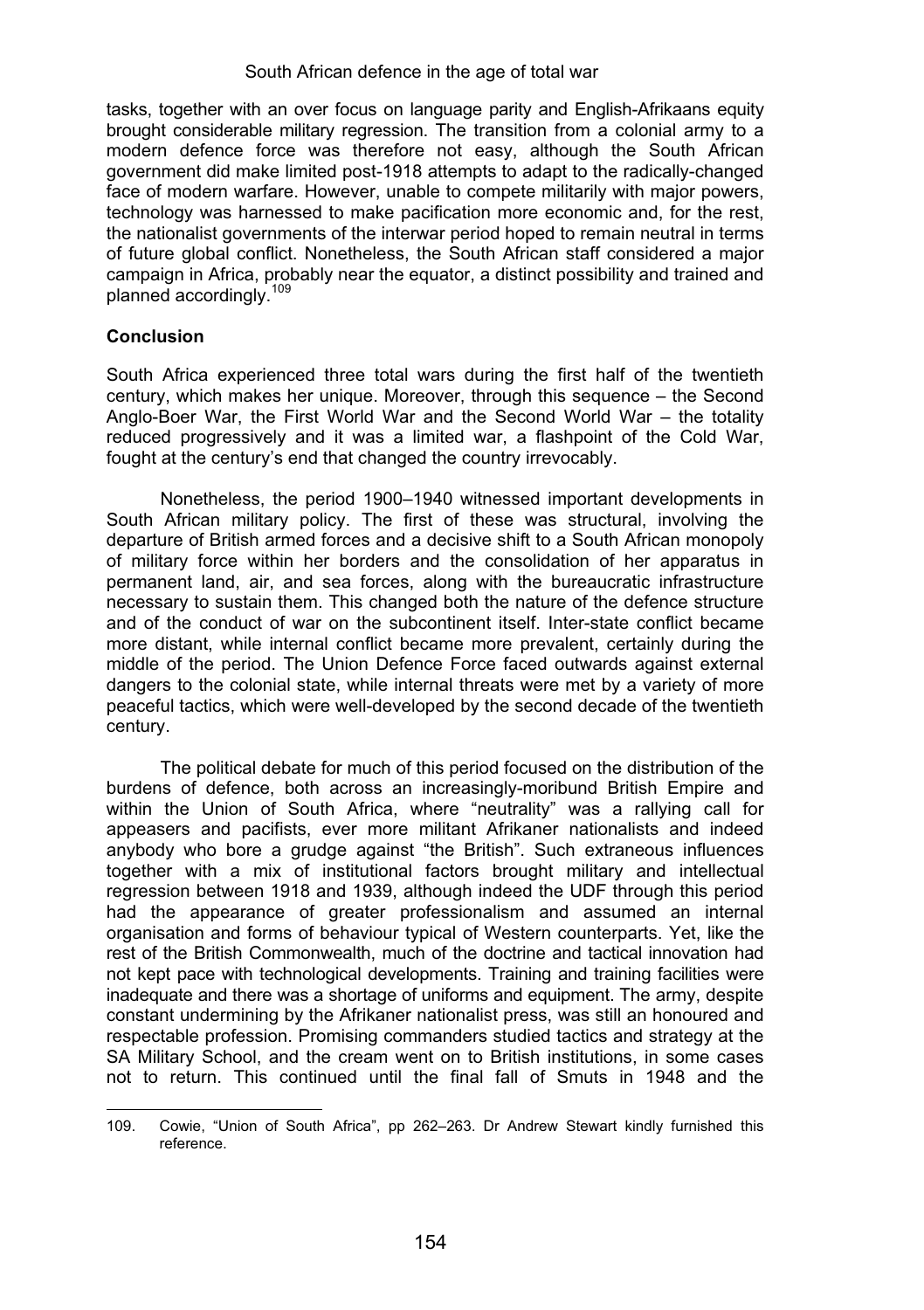tasks, together with an over focus on language parity and English-Afrikaans equity brought considerable military regression. The transition from a colonial army to a modern defence force was therefore not easy, although the South African government did make limited post-1918 attempts to adapt to the radically-changed face of modern warfare. However, unable to compete militarily with major powers, technology was harnessed to make pacification more economic and, for the rest, the nationalist governments of the interwar period hoped to remain neutral in terms of future global conflict. Nonetheless, the South African staff considered a major campaign in Africa, probably near the equator, a distinct possibility and trained and planned accordingly.[109]

## Conclusion

South Africa experienced three total wars during the first half of the twentieth century, which makes her unique. Moreover, through this sequence – the Second Anglo-Boer War, the First World War and the Second World War – the totality reduced progressively and it was a limited war, a flashpoint of the Cold War, fought at the century's end that changed the country irrevocably.

Nonetheless, the period 1900–1940 witnessed important developments in South African military policy. The first of these was structural, involving the departure of British armed forces and a decisive shift to a South African monopoly of military force within her borders and the consolidation of her apparatus in permanent land, air, and sea forces, along with the bureaucratic infrastructure necessary to sustain them. This changed both the nature of the defence structure and of the conduct of war on the subcontinent itself. Inter-state conflict became more distant, while internal conflict became more prevalent, certainly during the middle of the period. The Union Defence Force faced outwards against external dangers to the colonial state, while internal threats were met by a variety of more peaceful tactics, which were well-developed by the second decade of the twentieth century.

The political debate for much of this period focused on the distribution of the burdens of defence, both across an increasingly-moribund British Empire and within the Union of South Africa, where "neutrality" was a rallying call for appeasers and pacifists, ever more militant Afrikaner nationalists and indeed anybody who bore a grudge against "the British". Such extraneous influences together with a mix of institutional factors brought military and intellectual regression between 1918 and 1939, although indeed the UDF through this period had the appearance of greater professionalism and assumed an internal organisation and forms of behaviour typical of Western counterparts. Yet, like the rest of the British Commonwealth, much of the doctrine and tactical innovation had not kept pace with technological developments. Training and training facilities were inadequate and there was a shortage of uniforms and equipment. The army, despite constant undermining by the Afrikaner nationalist press, was still an honoured and respectable profession. Promising commanders studied tactics and strategy at the SA Military School, and the cream went on to British institutions, in some cases not to return. This continued until the final fall of Smuts in 1948 and the

---

109. Cowie, "Union of South Africa", pp 262–263. Dr Andrew Stewart kindly furnished this reference.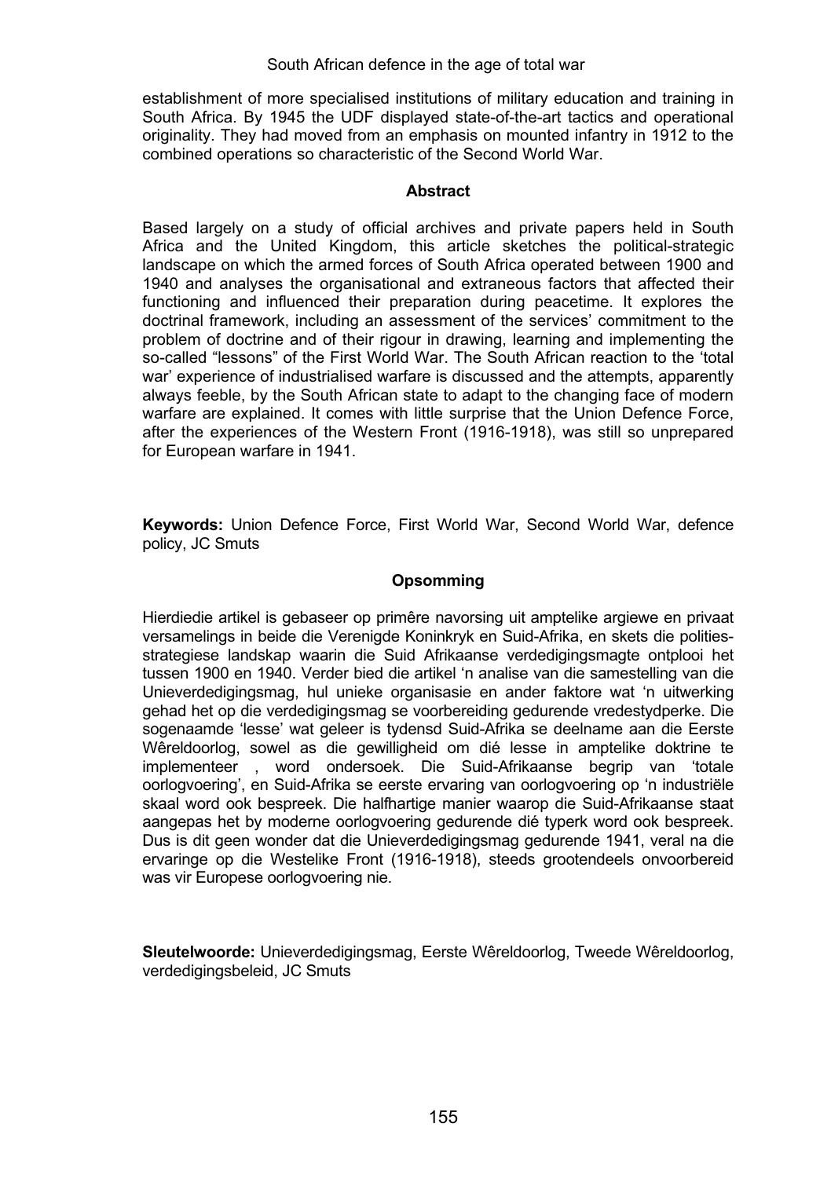establishment of more specialised institutions of military education and training in South Africa. By 1945 the UDF displayed state-of-the-art tactics and operational originality. They had moved from an emphasis on mounted infantry in 1912 to the combined operations so characteristic of the Second World War.

## Abstract

Based largely on a study of official archives and private papers held in South Africa and the United Kingdom, this article sketches the political-strategic landscape on which the armed forces of South Africa operated between 1900 and 1940 and analyses the organisational and extraneous factors that affected their functioning and influenced their preparation during peacetime. It explores the doctrinal framework, including an assessment of the services' commitment to the problem of doctrine and of their rigour in drawing, learning and implementing the so-called "lessons" of the First World War. The South African reaction to the 'total war' experience of industrialised warfare is discussed and the attempts, apparently always feeble, by the South African state to adapt to the changing face of modern warfare are explained. It comes with little surprise that the Union Defence Force, after the experiences of the Western Front (1916-1918), was still so unprepared for European warfare in 1941.

**Keywords:** Union Defence Force, First World War, Second World War, defence policy, JC Smuts

## Opsomming

Hierdiedie artikel is gebaseer op primêre navorsing uit amptelike argiewe en privaat versamelings in beide die Verenigde Koninkryk en Suid-Afrika, en skets die politiesstrategiese landskap waarin die Suid Afrikaanse verdedigingsmagte ontplooi het tussen 1900 en 1940. Verder bied die artikel 'n analise van die samestelling van die Unieverdedigingsmag, hul unieke organisasie en ander faktore wat 'n uitwerking gehad het op die verdedigingsmag se voorbereiding gedurende vredestydperke. Die sogenaamde 'lesse' wat geleer is tydensd Suid-Afrika se deelname aan die Eerste Wêreldoorlog, sowel as die gewilligheid om dié lesse in amptelike doktrine te implementeer , word ondersoek. Die Suid-Afrikaanse begrip van 'totale oorlogvoering', en Suid-Afrika se eerste ervaring van oorlogvoering op 'n industriële skaal word ook bespreek. Die halfhartige manier waarop die Suid-Afrikaanse staat aangepas het by moderne oorlogvoering gedurende dié typerk word ook bespreek. Dus is dit geen wonder dat die Unieverdedigingsmag gedurende 1941, veral na die ervaringe op die Westelike Front (1916-1918), steeds grootendeels onvoorbereid was vir Europese oorlogvoering nie.

**Sleutelwoorde:** Unieverdedigingsmag, Eerste Wêreldoorlog, Tweede Wêreldoorlog, verdedigingsbeleid, JC Smuts